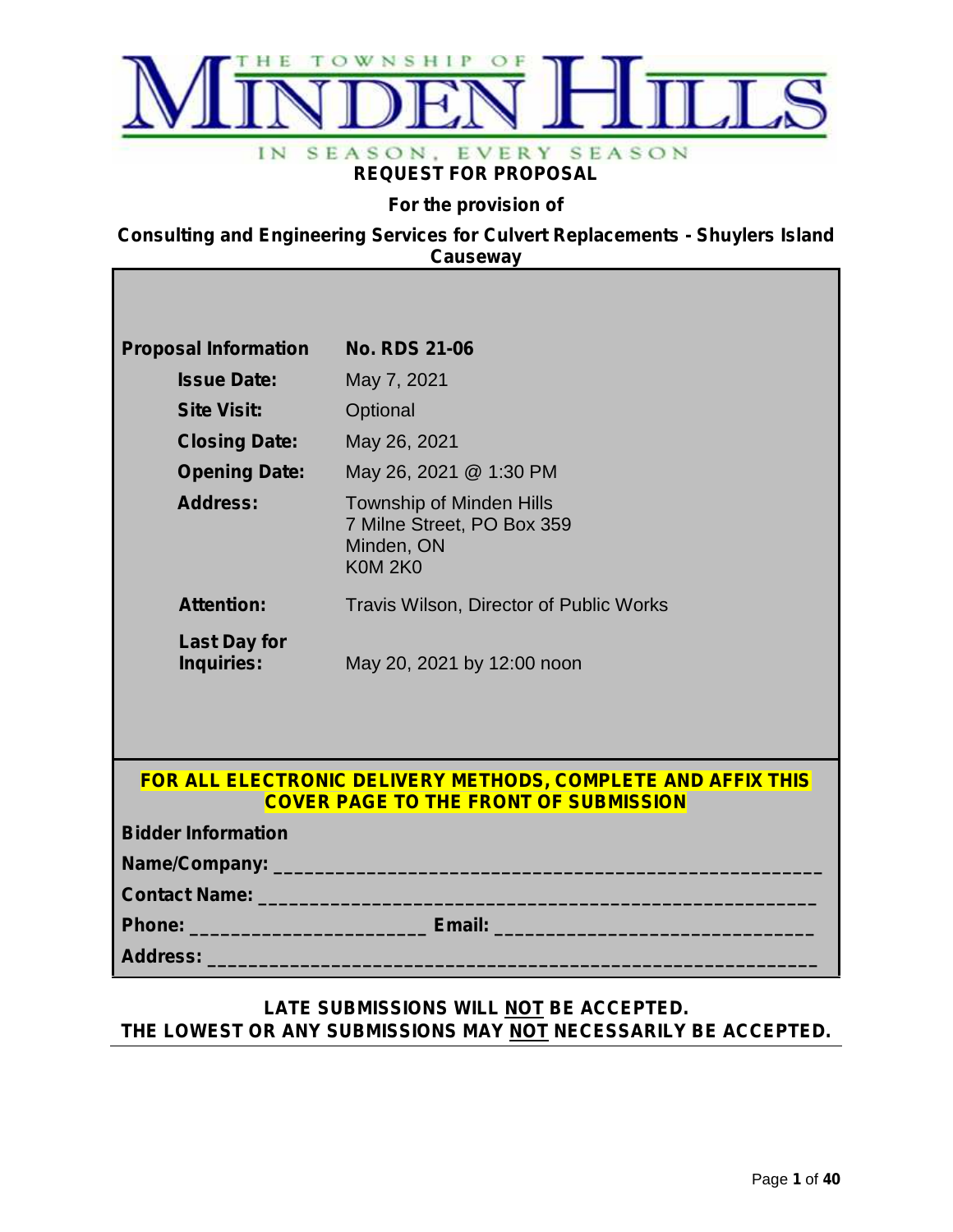THE TOWNSHIP OF MINDEN HILLS

IN SEASON, EVERY SEASON

# REQUEST FOR PROPOSAL

**For the provision of**

**Consulting and Engineering Services for Culvert Replacements - Shuylers Island Causeway**

| **Proposal Information** | **No. RDS 21-06** |
|---|---|
| **Issue Date:** | May 7, 2021 |
| **Site Visit:** | Optional |
| **Closing Date:** | May 26, 2021 |
| **Opening Date:** | May 26, 2021 @ 1:30 PM |
| **Address:** | Township of Minden Hills<br>7 Milne Street, PO Box 359<br>Minden, ON<br>K0M 2K0 |
| **Attention:** | Travis Wilson, Director of Public Works |
| **Last Day for Inquiries:** | May 20, 2021 by 12:00 noon |

**FOR ALL ELECTRONIC DELIVERY METHODS, COMPLETE AND AFFIX THIS COVER PAGE TO THE FRONT OF SUBMISSION**

**Bidder Information**

**Name/Company:** ____________________________________________________

**Contact Name:** ____________________________________________________

**Phone:** ______________________ **Email:** ______________________________

**Address:** ________________________________________________________

**LATE SUBMISSIONS WILL NOT BE ACCEPTED.**
**THE LOWEST OR ANY SUBMISSIONS MAY NOT NECESSARILY BE ACCEPTED.**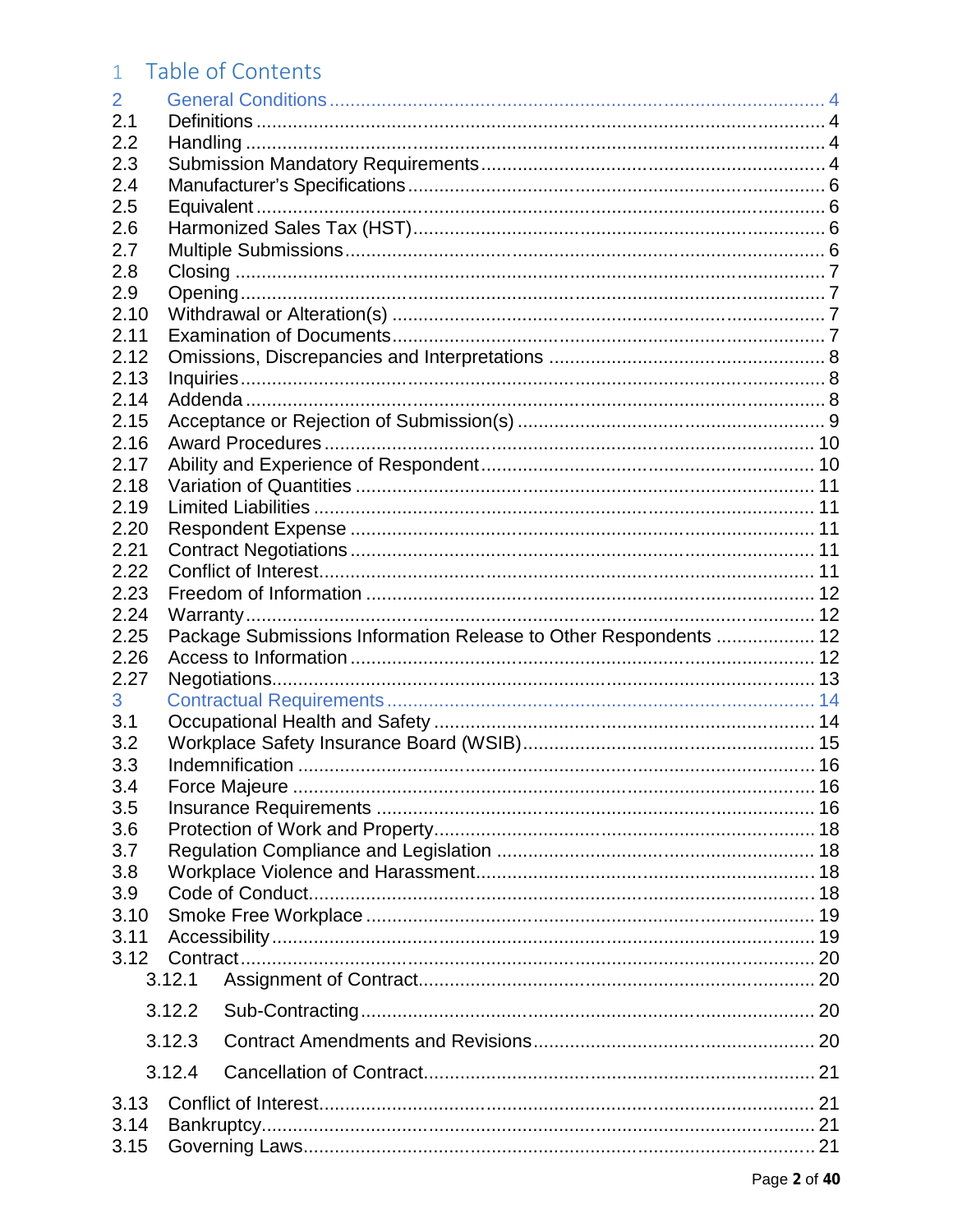# 1 Table of Contents

2 General Conditions ........ 4
2.1 Definitions ........ 4
2.2 Handling ........ 4
2.3 Submission Mandatory Requirements ........ 4
2.4 Manufacturer's Specifications ........ 6
2.5 Equivalent ........ 6
2.6 Harmonized Sales Tax (HST) ........ 6
2.7 Multiple Submissions ........ 6
2.8 Closing ........ 7
2.9 Opening ........ 7
2.10 Withdrawal or Alteration(s) ........ 7
2.11 Examination of Documents ........ 7
2.12 Omissions, Discrepancies and Interpretations ........ 8
2.13 Inquiries ........ 8
2.14 Addenda ........ 8
2.15 Acceptance or Rejection of Submission(s) ........ 9
2.16 Award Procedures ........ 10
2.17 Ability and Experience of Respondent ........ 10
2.18 Variation of Quantities ........ 11
2.19 Limited Liabilities ........ 11
2.20 Respondent Expense ........ 11
2.21 Contract Negotiations ........ 11
2.22 Conflict of Interest ........ 11
2.23 Freedom of Information ........ 12
2.24 Warranty ........ 12
2.25 Package Submissions Information Release to Other Respondents ........ 12
2.26 Access to Information ........ 12
2.27 Negotiations ........ 13
3 Contractual Requirements ........ 14
3.1 Occupational Health and Safety ........ 14
3.2 Workplace Safety Insurance Board (WSIB) ........ 15
3.3 Indemnification ........ 16
3.4 Force Majeure ........ 16
3.5 Insurance Requirements ........ 16
3.6 Protection of Work and Property ........ 18
3.7 Regulation Compliance and Legislation ........ 18
3.8 Workplace Violence and Harassment ........ 18
3.9 Code of Conduct ........ 18
3.10 Smoke Free Workplace ........ 19
3.11 Accessibility ........ 19
3.12 Contract ........ 20
  3.12.1 Assignment of Contract ........ 20
  3.12.2 Sub-Contracting ........ 20
  3.12.3 Contract Amendments and Revisions ........ 20
  3.12.4 Cancellation of Contract ........ 21
3.13 Conflict of Interest ........ 21
3.14 Bankruptcy ........ 21
3.15 Governing Laws ........ 21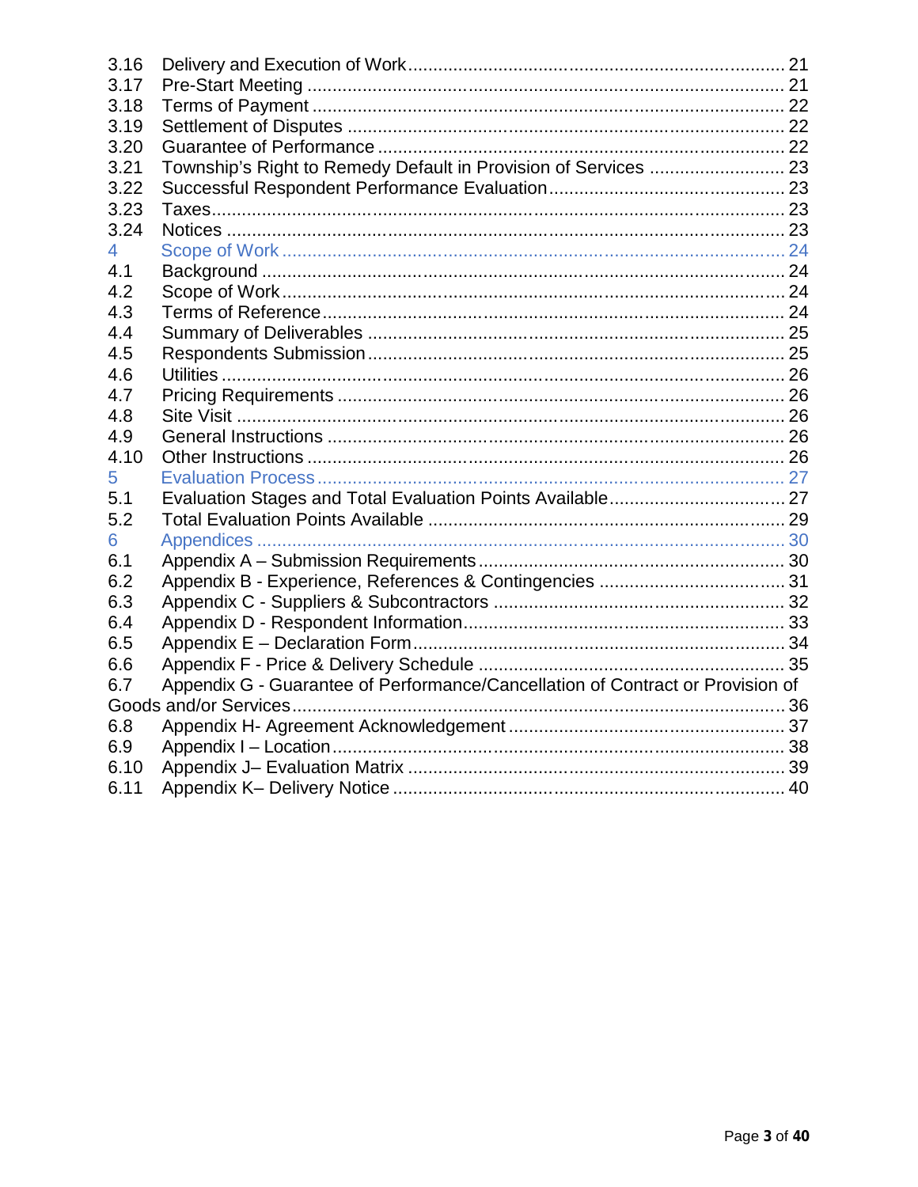3.16 Delivery and Execution of Work ........................................................................ 21
3.17 Pre-Start Meeting ............................................................................................. 21
3.18 Terms of Payment ............................................................................................ 22
3.19 Settlement of Disputes ..................................................................................... 22
3.20 Guarantee of Performance ............................................................................... 22
3.21 Township's Right to Remedy Default in Provision of Services .......................... 23
3.22 Successful Respondent Performance Evaluation .............................................. 23
3.23 Taxes................................................................................................................ 23
3.24 Notices ............................................................................................................. 23
4 Scope of Work ................................................................................................... 24
4.1 Background ....................................................................................................... 24
4.2 Scope of Work ................................................................................................... 24
4.3 Terms of Reference ........................................................................................... 24
4.4 Summary of Deliverables .................................................................................. 25
4.5 Respondents Submission .................................................................................. 25
4.6 Utilities .............................................................................................................. 26
4.7 Pricing Requirements ........................................................................................ 26
4.8 Site Visit ............................................................................................................ 26
4.9 General Instructions .......................................................................................... 26
4.10 Other Instructions ............................................................................................. 26
5 Evaluation Process ............................................................................................ 27
5.1 Evaluation Stages and Total Evaluation Points Available .................................. 27
5.2 Total Evaluation Points Available ...................................................................... 29
6 Appendices ....................................................................................................... 30
6.1 Appendix A – Submission Requirements ........................................................... 30
6.2 Appendix B - Experience, References & Contingencies .................................... 31
6.3 Appendix C - Suppliers & Subcontractors .......................................................... 32
6.4 Appendix D - Respondent Information ............................................................... 33
6.5 Appendix E – Declaration Form ......................................................................... 34
6.6 Appendix F - Price & Delivery Schedule ............................................................ 35
6.7 Appendix G - Guarantee of Performance/Cancellation of Contract or Provision of Goods and/or Services ......................................................................................... 36
6.8 Appendix H- Agreement Acknowledgement ...................................................... 37
6.9 Appendix I – Location ........................................................................................ 38
6.10 Appendix J– Evaluation Matrix ......................................................................... 39
6.11 Appendix K– Delivery Notice ............................................................................ 40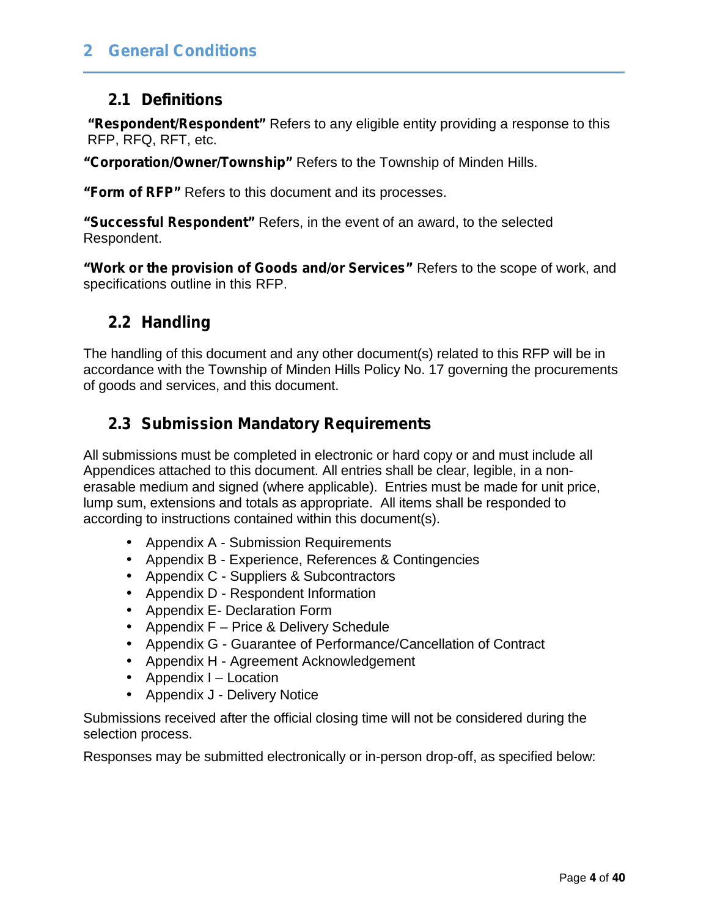## 2 General Conditions

### 2.1 Definitions

**"Respondent/Respondent"** Refers to any eligible entity providing a response to this RFP, RFQ, RFT, etc.

**"Corporation/Owner/Township"** Refers to the Township of Minden Hills.

**"Form of RFP"** Refers to this document and its processes.

**"Successful Respondent"** Refers, in the event of an award, to the selected Respondent.

**"Work or the provision of Goods and/or Services"** Refers to the scope of work, and specifications outline in this RFP.

### 2.2 Handling

The handling of this document and any other document(s) related to this RFP will be in accordance with the Township of Minden Hills Policy No. 17 governing the procurements of goods and services, and this document.

### 2.3 Submission Mandatory Requirements

All submissions must be completed in electronic or hard copy or and must include all Appendices attached to this document. All entries shall be clear, legible, in a non-erasable medium and signed (where applicable). Entries must be made for unit price, lump sum, extensions and totals as appropriate. All items shall be responded to according to instructions contained within this document(s).

- Appendix A - Submission Requirements
- Appendix B - Experience, References & Contingencies
- Appendix C - Suppliers & Subcontractors
- Appendix D - Respondent Information
- Appendix E- Declaration Form
- Appendix F – Price & Delivery Schedule
- Appendix G - Guarantee of Performance/Cancellation of Contract
- Appendix H - Agreement Acknowledgement
- Appendix I – Location
- Appendix J - Delivery Notice

Submissions received after the official closing time will not be considered during the selection process.

Responses may be submitted electronically or in-person drop-off, as specified below: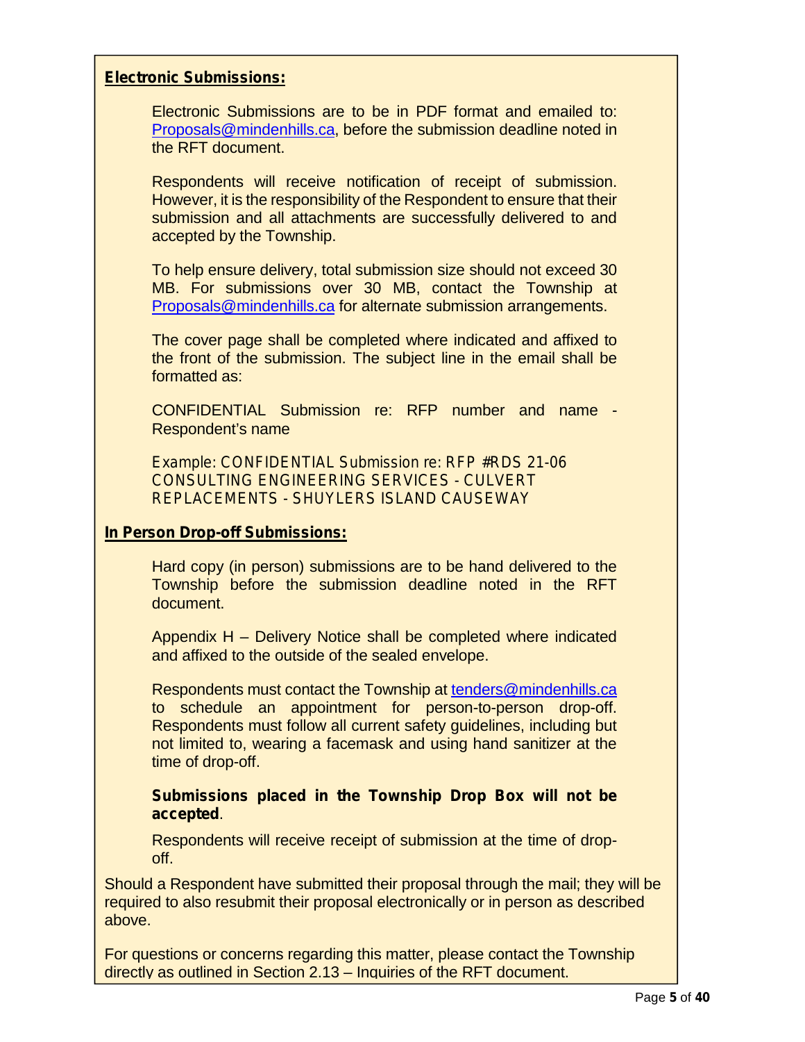**Electronic Submissions:**

Electronic Submissions are to be in PDF format and emailed to: Proposals@mindenhills.ca, before the submission deadline noted in the RFT document.

Respondents will receive notification of receipt of submission. However, it is the responsibility of the Respondent to ensure that their submission and all attachments are successfully delivered to and accepted by the Township.

To help ensure delivery, total submission size should not exceed 30 MB. For submissions over 30 MB, contact the Township at Proposals@mindenhills.ca for alternate submission arrangements.

The cover page shall be completed where indicated and affixed to the front of the submission. The subject line in the email shall be formatted as:

CONFIDENTIAL Submission re: RFP number and name - Respondent's name

Example: CONFIDENTIAL Submission re: RFP #RDS 21-06 CONSULTING ENGINEERING SERVICES - CULVERT REPLACEMENTS - SHUYLERS ISLAND CAUSEWAY

**In Person Drop-off Submissions:**

Hard copy (in person) submissions are to be hand delivered to the Township before the submission deadline noted in the RFT document.

Appendix H – Delivery Notice shall be completed where indicated and affixed to the outside of the sealed envelope.

Respondents must contact the Township at tenders@mindenhills.ca to schedule an appointment for person-to-person drop-off. Respondents must follow all current safety guidelines, including but not limited to, wearing a facemask and using hand sanitizer at the time of drop-off.

**Submissions placed in the Township Drop Box will not be accepted**.

Respondents will receive receipt of submission at the time of drop-off.

Should a Respondent have submitted their proposal through the mail; they will be required to also resubmit their proposal electronically or in person as described above.

For questions or concerns regarding this matter, please contact the Township directly as outlined in Section 2.13 – Inquiries of the RFT document.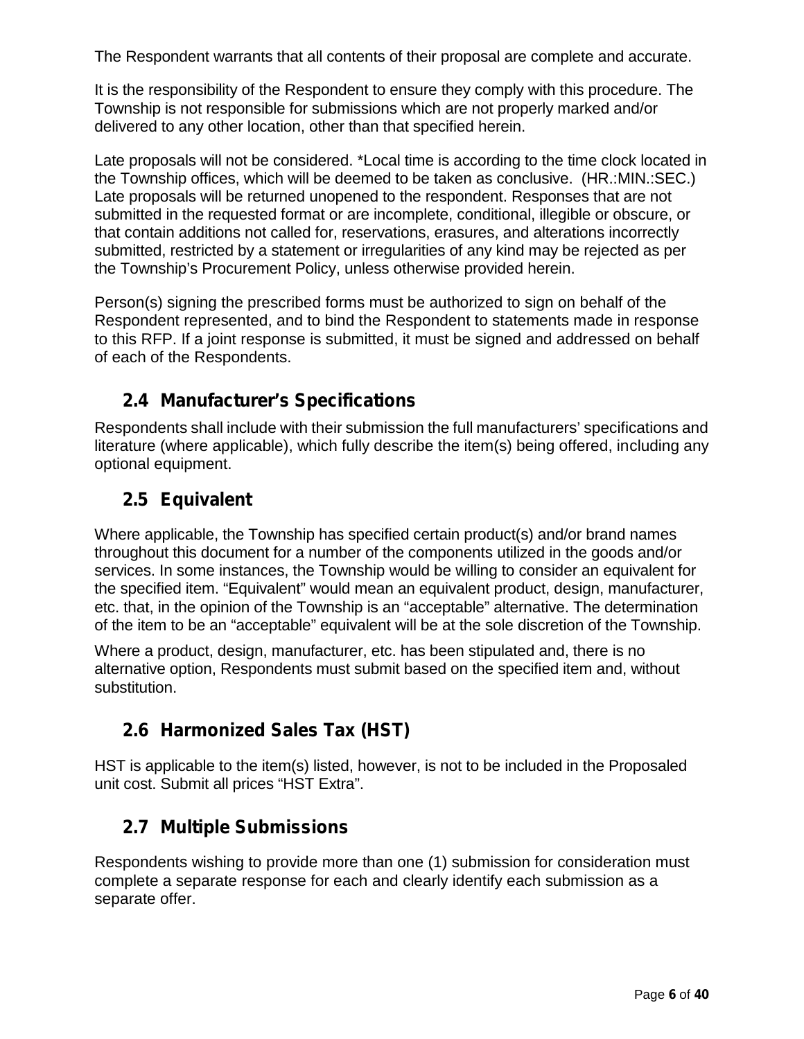The Respondent warrants that all contents of their proposal are complete and accurate.

It is the responsibility of the Respondent to ensure they comply with this procedure. The Township is not responsible for submissions which are not properly marked and/or delivered to any other location, other than that specified herein.

Late proposals will not be considered. *Local time is according to the time clock located in the Township offices, which will be deemed to be taken as conclusive. (HR.:MIN.:SEC.) Late proposals will be returned unopened to the respondent. Responses that are not submitted in the requested format or are incomplete, conditional, illegible or obscure, or that contain additions not called for, reservations, erasures, and alterations incorrectly submitted, restricted by a statement or irregularities of any kind may be rejected as per the Township's Procurement Policy, unless otherwise provided herein.

Person(s) signing the prescribed forms must be authorized to sign on behalf of the Respondent represented, and to bind the Respondent to statements made in response to this RFP. If a joint response is submitted, it must be signed and addressed on behalf of each of the Respondents.

## 2.4 Manufacturer's Specifications

Respondents shall include with their submission the full manufacturers' specifications and literature (where applicable), which fully describe the item(s) being offered, including any optional equipment.

## 2.5 Equivalent

Where applicable, the Township has specified certain product(s) and/or brand names throughout this document for a number of the components utilized in the goods and/or services. In some instances, the Township would be willing to consider an equivalent for the specified item. "Equivalent" would mean an equivalent product, design, manufacturer, etc. that, in the opinion of the Township is an "acceptable" alternative. The determination of the item to be an "acceptable" equivalent will be at the sole discretion of the Township.

Where a product, design, manufacturer, etc. has been stipulated and, there is no alternative option, Respondents must submit based on the specified item and, without substitution.

## 2.6 Harmonized Sales Tax (HST)

HST is applicable to the item(s) listed, however, is not to be included in the Proposaled unit cost. Submit all prices "HST Extra".

## 2.7 Multiple Submissions

Respondents wishing to provide more than one (1) submission for consideration must complete a separate response for each and clearly identify each submission as a separate offer.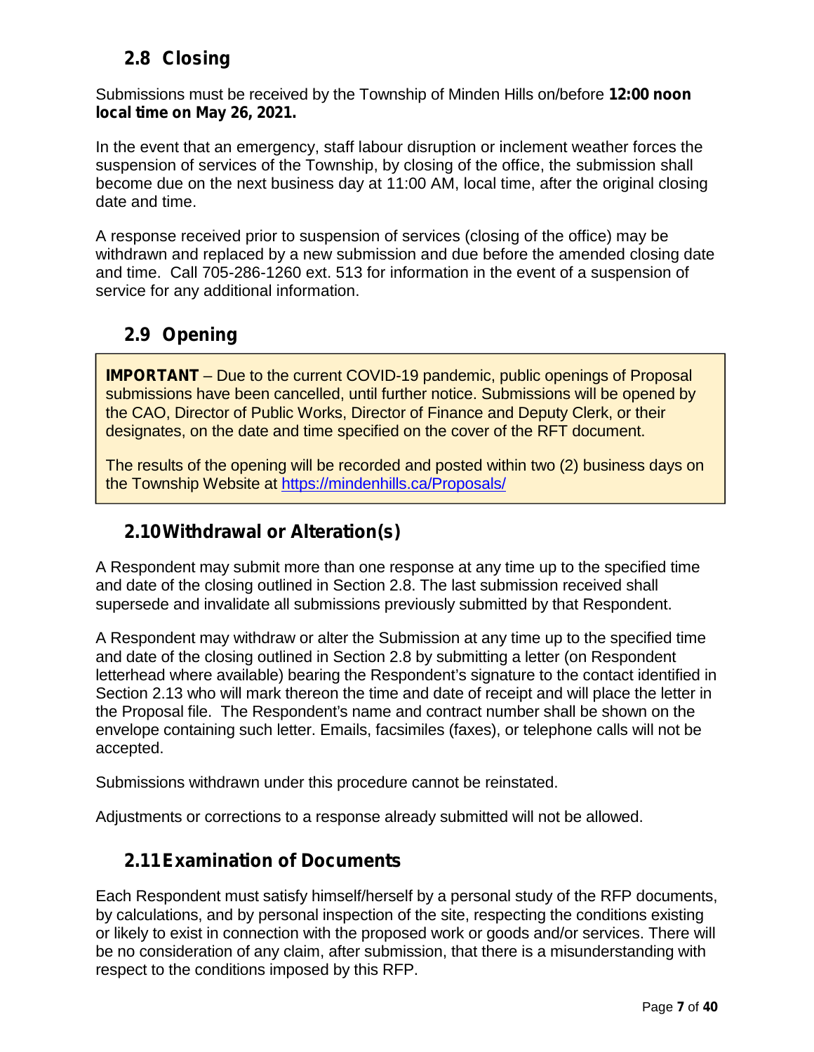## 2.8 Closing

Submissions must be received by the Township of Minden Hills on/before **12:00 noon local time on May 26, 2021.**

In the event that an emergency, staff labour disruption or inclement weather forces the suspension of services of the Township, by closing of the office, the submission shall become due on the next business day at 11:00 AM, local time, after the original closing date and time.

A response received prior to suspension of services (closing of the office) may be withdrawn and replaced by a new submission and due before the amended closing date and time. Call 705-286-1260 ext. 513 for information in the event of a suspension of service for any additional information.

## 2.9 Opening

**IMPORTANT** – Due to the current COVID-19 pandemic, public openings of Proposal submissions have been cancelled, until further notice. Submissions will be opened by the CAO, Director of Public Works, Director of Finance and Deputy Clerk, or their designates, on the date and time specified on the cover of the RFT document.

The results of the opening will be recorded and posted within two (2) business days on the Township Website at [https://mindenhills.ca/Proposals/](https://mindenhills.ca/Proposals/)

## 2.10 Withdrawal or Alteration(s)

A Respondent may submit more than one response at any time up to the specified time and date of the closing outlined in Section 2.8. The last submission received shall supersede and invalidate all submissions previously submitted by that Respondent.

A Respondent may withdraw or alter the Submission at any time up to the specified time and date of the closing outlined in Section 2.8 by submitting a letter (on Respondent letterhead where available) bearing the Respondent's signature to the contact identified in Section 2.13 who will mark thereon the time and date of receipt and will place the letter in the Proposal file. The Respondent's name and contract number shall be shown on the envelope containing such letter. Emails, facsimiles (faxes), or telephone calls will not be accepted.

Submissions withdrawn under this procedure cannot be reinstated.

Adjustments or corrections to a response already submitted will not be allowed.

## 2.11 Examination of Documents

Each Respondent must satisfy himself/herself by a personal study of the RFP documents, by calculations, and by personal inspection of the site, respecting the conditions existing or likely to exist in connection with the proposed work or goods and/or services. There will be no consideration of any claim, after submission, that there is a misunderstanding with respect to the conditions imposed by this RFP.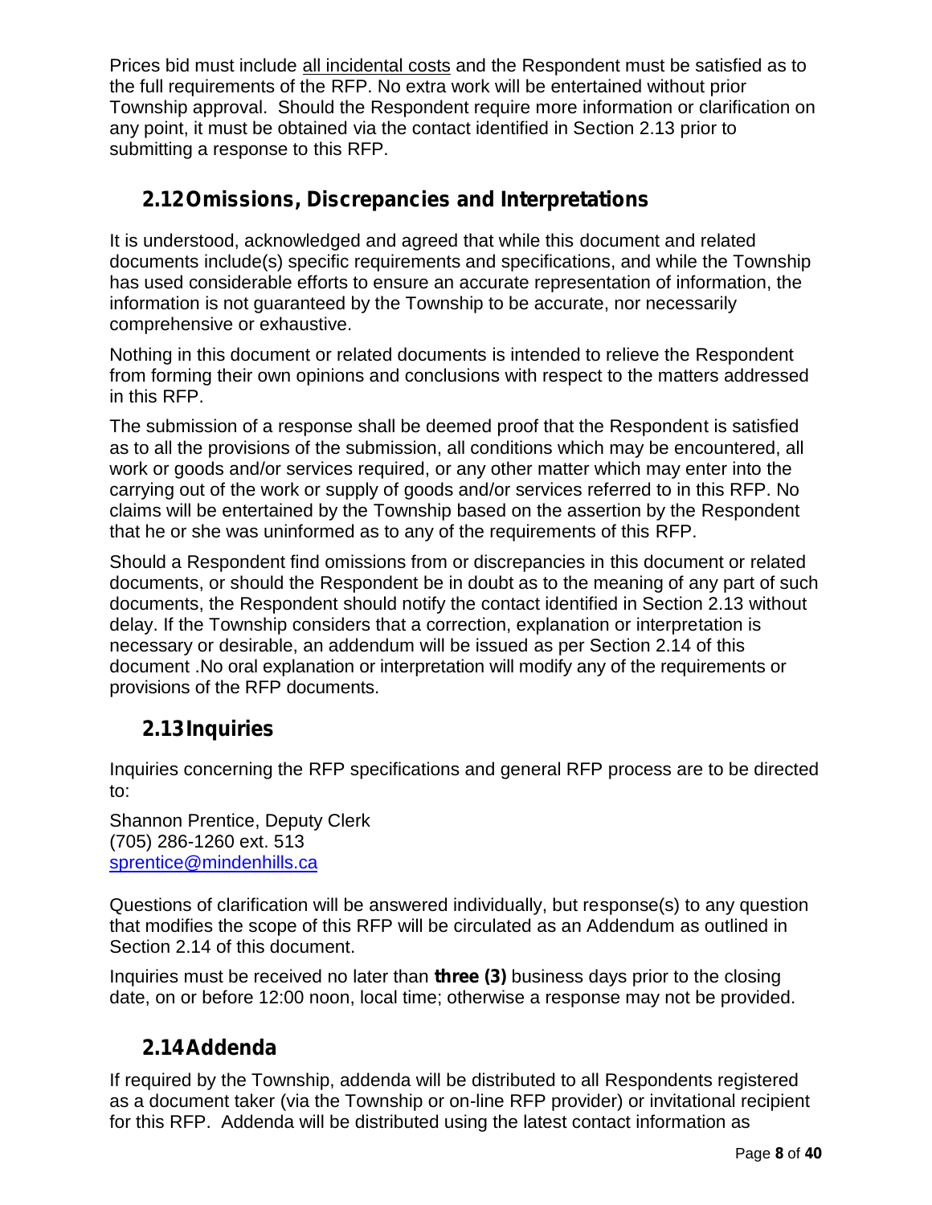Prices bid must include all incidental costs and the Respondent must be satisfied as to the full requirements of the RFP. No extra work will be entertained without prior Township approval. Should the Respondent require more information or clarification on any point, it must be obtained via the contact identified in Section 2.13 prior to submitting a response to this RFP.

## 2.12 Omissions, Discrepancies and Interpretations

It is understood, acknowledged and agreed that while this document and related documents include(s) specific requirements and specifications, and while the Township has used considerable efforts to ensure an accurate representation of information, the information is not guaranteed by the Township to be accurate, nor necessarily comprehensive or exhaustive.

Nothing in this document or related documents is intended to relieve the Respondent from forming their own opinions and conclusions with respect to the matters addressed in this RFP.

The submission of a response shall be deemed proof that the Respondent is satisfied as to all the provisions of the submission, all conditions which may be encountered, all work or goods and/or services required, or any other matter which may enter into the carrying out of the work or supply of goods and/or services referred to in this RFP. No claims will be entertained by the Township based on the assertion by the Respondent that he or she was uninformed as to any of the requirements of this RFP.

Should a Respondent find omissions from or discrepancies in this document or related documents, or should the Respondent be in doubt as to the meaning of any part of such documents, the Respondent should notify the contact identified in Section 2.13 without delay. If the Township considers that a correction, explanation or interpretation is necessary or desirable, an addendum will be issued as per Section 2.14 of this document .No oral explanation or interpretation will modify any of the requirements or provisions of the RFP documents.

## 2.13 Inquiries

Inquiries concerning the RFP specifications and general RFP process are to be directed to:

Shannon Prentice, Deputy Clerk
(705) 286-1260 ext. 513
sprentice@mindenhills.ca

Questions of clarification will be answered individually, but response(s) to any question that modifies the scope of this RFP will be circulated as an Addendum as outlined in Section 2.14 of this document.

Inquiries must be received no later than **three (3)** business days prior to the closing date, on or before 12:00 noon, local time; otherwise a response may not be provided.

## 2.14 Addenda

If required by the Township, addenda will be distributed to all Respondents registered as a document taker (via the Township or on-line RFP provider) or invitational recipient for this RFP. Addenda will be distributed using the latest contact information as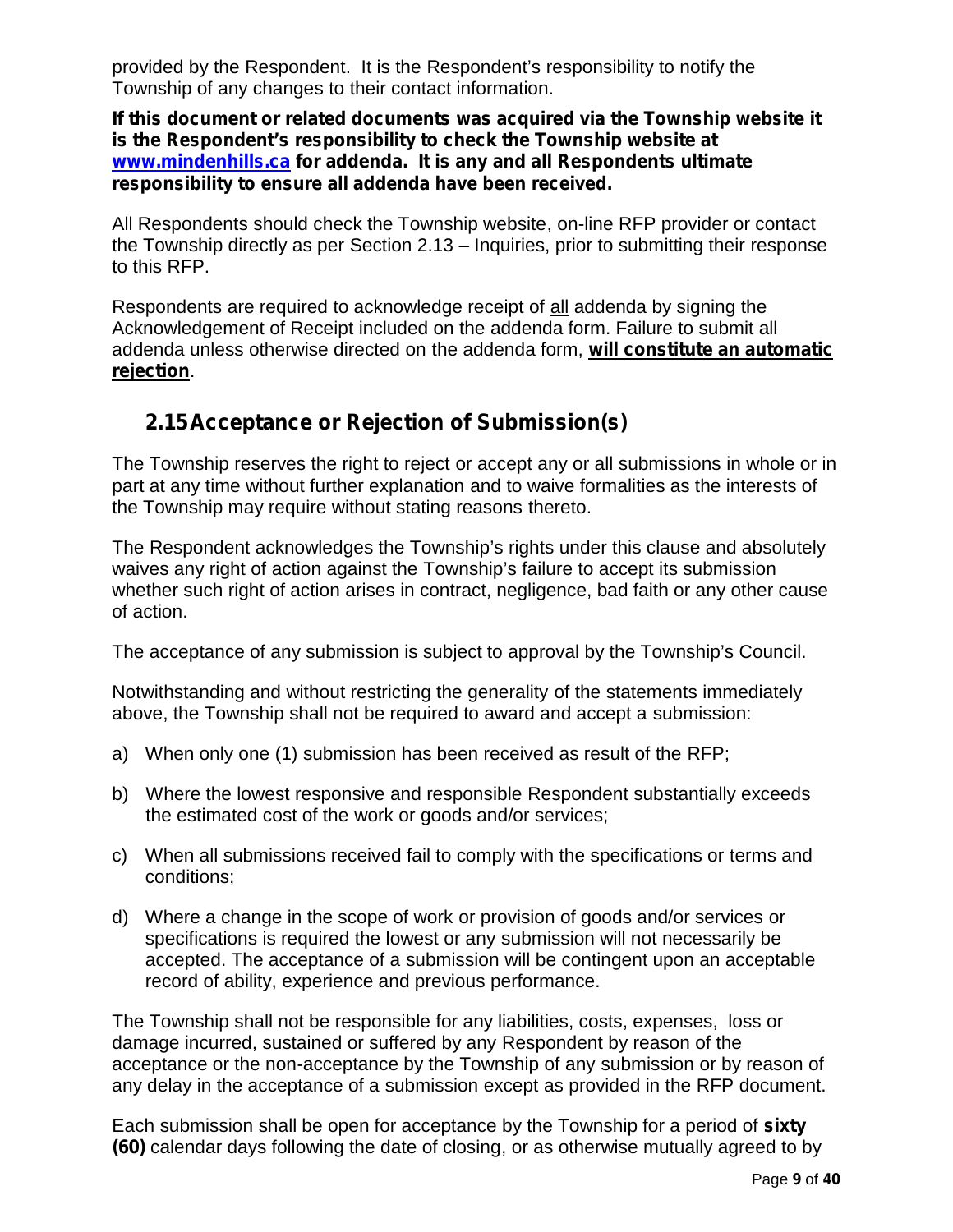provided by the Respondent. It is the Respondent's responsibility to notify the Township of any changes to their contact information.

**If this document or related documents was acquired via the Township website it is the Respondent's responsibility to check the Township website at [www.mindenhills.ca](http://www.mindenhills.ca) for addenda. It is any and all Respondents ultimate responsibility to ensure all addenda have been received.**

All Respondents should check the Township website, on-line RFP provider or contact the Township directly as per Section 2.13 – Inquiries, prior to submitting their response to this RFP.

Respondents are required to acknowledge receipt of <u>all</u> addenda by signing the Acknowledgement of Receipt included on the addenda form. Failure to submit all addenda unless otherwise directed on the addenda form, **<u>will constitute an automatic rejection</u>**.

## 2.15 Acceptance or Rejection of Submission(s)

The Township reserves the right to reject or accept any or all submissions in whole or in part at any time without further explanation and to waive formalities as the interests of the Township may require without stating reasons thereto.

The Respondent acknowledges the Township's rights under this clause and absolutely waives any right of action against the Township's failure to accept its submission whether such right of action arises in contract, negligence, bad faith or any other cause of action.

The acceptance of any submission is subject to approval by the Township's Council.

Notwithstanding and without restricting the generality of the statements immediately above, the Township shall not be required to award and accept a submission:

a) When only one (1) submission has been received as result of the RFP;

b) Where the lowest responsive and responsible Respondent substantially exceeds the estimated cost of the work or goods and/or services;

c) When all submissions received fail to comply with the specifications or terms and conditions;

d) Where a change in the scope of work or provision of goods and/or services or specifications is required the lowest or any submission will not necessarily be accepted. The acceptance of a submission will be contingent upon an acceptable record of ability, experience and previous performance.

The Township shall not be responsible for any liabilities, costs, expenses, loss or damage incurred, sustained or suffered by any Respondent by reason of the acceptance or the non-acceptance by the Township of any submission or by reason of any delay in the acceptance of a submission except as provided in the RFP document.

Each submission shall be open for acceptance by the Township for a period of **sixty (60)** calendar days following the date of closing, or as otherwise mutually agreed to by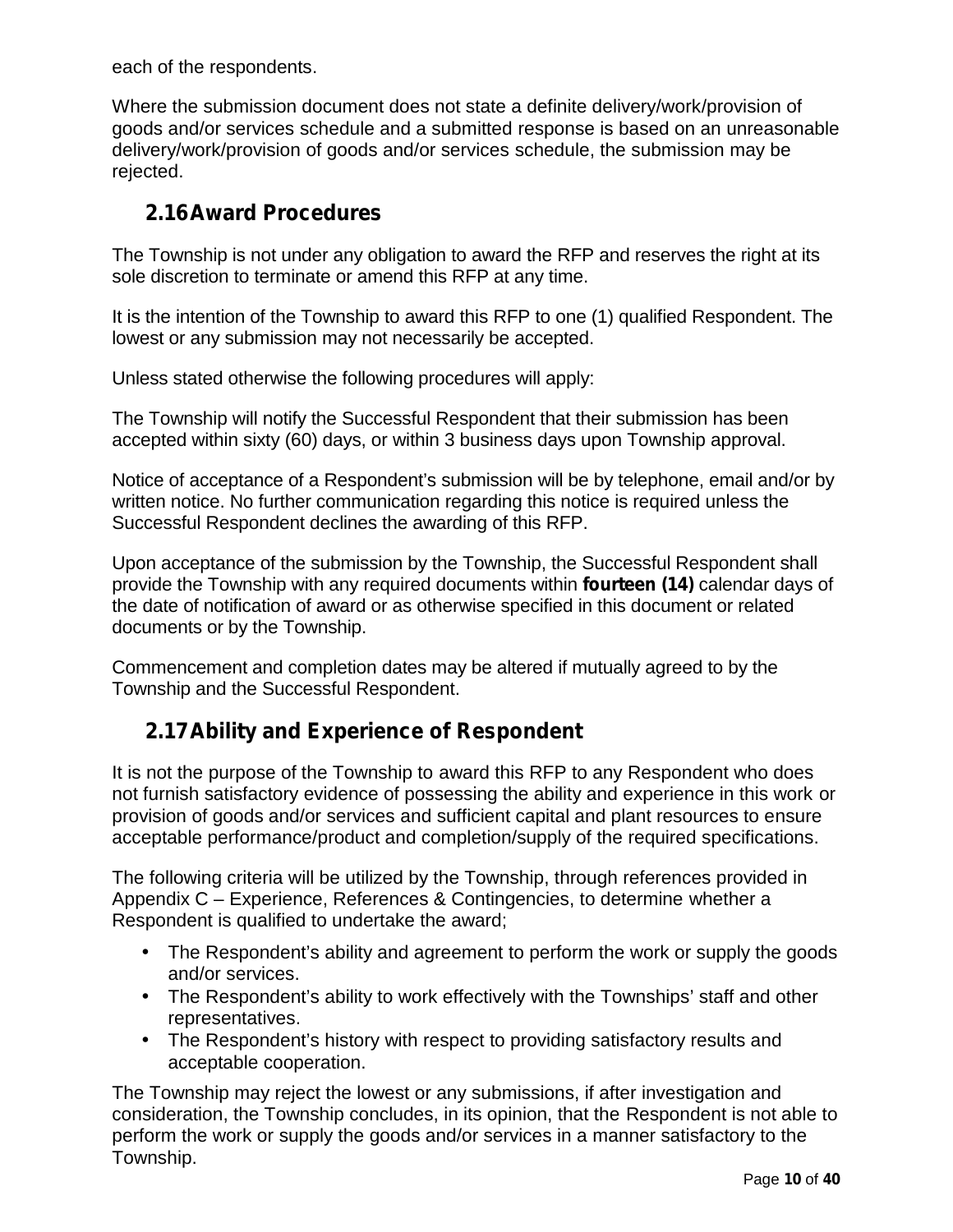each of the respondents.

Where the submission document does not state a definite delivery/work/provision of goods and/or services schedule and a submitted response is based on an unreasonable delivery/work/provision of goods and/or services schedule, the submission may be rejected.

## 2.16 Award Procedures

The Township is not under any obligation to award the RFP and reserves the right at its sole discretion to terminate or amend this RFP at any time.

It is the intention of the Township to award this RFP to one (1) qualified Respondent. The lowest or any submission may not necessarily be accepted.

Unless stated otherwise the following procedures will apply:

The Township will notify the Successful Respondent that their submission has been accepted within sixty (60) days, or within 3 business days upon Township approval.

Notice of acceptance of a Respondent's submission will be by telephone, email and/or by written notice. No further communication regarding this notice is required unless the Successful Respondent declines the awarding of this RFP.

Upon acceptance of the submission by the Township, the Successful Respondent shall provide the Township with any required documents within **fourteen (14)** calendar days of the date of notification of award or as otherwise specified in this document or related documents or by the Township.

Commencement and completion dates may be altered if mutually agreed to by the Township and the Successful Respondent.

## 2.17 Ability and Experience of Respondent

It is not the purpose of the Township to award this RFP to any Respondent who does not furnish satisfactory evidence of possessing the ability and experience in this work or provision of goods and/or services and sufficient capital and plant resources to ensure acceptable performance/product and completion/supply of the required specifications.

The following criteria will be utilized by the Township, through references provided in Appendix C – Experience, References & Contingencies, to determine whether a Respondent is qualified to undertake the award;

- The Respondent's ability and agreement to perform the work or supply the goods and/or services.
- The Respondent's ability to work effectively with the Townships' staff and other representatives.
- The Respondent's history with respect to providing satisfactory results and acceptable cooperation.

The Township may reject the lowest or any submissions, if after investigation and consideration, the Township concludes, in its opinion, that the Respondent is not able to perform the work or supply the goods and/or services in a manner satisfactory to the Township.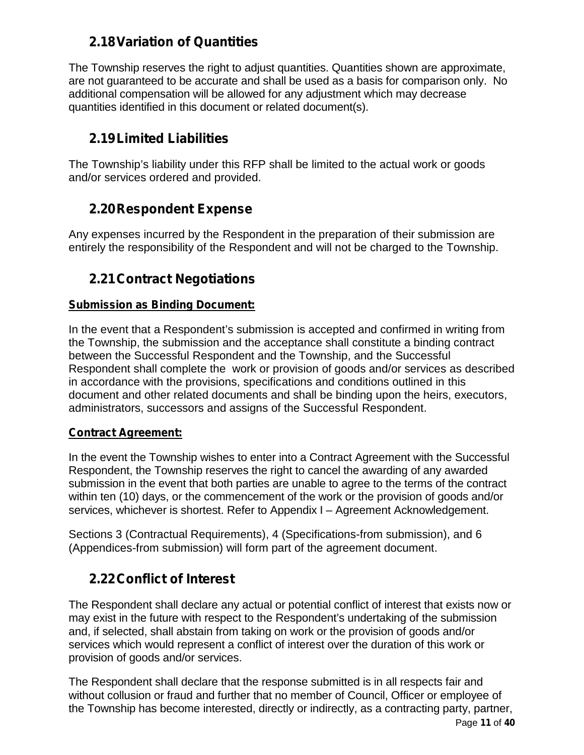## 2.18 Variation of Quantities

The Township reserves the right to adjust quantities. Quantities shown are approximate, are not guaranteed to be accurate and shall be used as a basis for comparison only. No additional compensation will be allowed for any adjustment which may decrease quantities identified in this document or related document(s).

## 2.19 Limited Liabilities

The Township's liability under this RFP shall be limited to the actual work or goods and/or services ordered and provided.

## 2.20 Respondent Expense

Any expenses incurred by the Respondent in the preparation of their submission are entirely the responsibility of the Respondent and will not be charged to the Township.

## 2.21 Contract Negotiations

**Submission as Binding Document:**

In the event that a Respondent's submission is accepted and confirmed in writing from the Township, the submission and the acceptance shall constitute a binding contract between the Successful Respondent and the Township, and the Successful Respondent shall complete the work or provision of goods and/or services as described in accordance with the provisions, specifications and conditions outlined in this document and other related documents and shall be binding upon the heirs, executors, administrators, successors and assigns of the Successful Respondent.

**Contract Agreement:**

In the event the Township wishes to enter into a Contract Agreement with the Successful Respondent, the Township reserves the right to cancel the awarding of any awarded submission in the event that both parties are unable to agree to the terms of the contract within ten (10) days, or the commencement of the work or the provision of goods and/or services, whichever is shortest. Refer to Appendix I – Agreement Acknowledgement.

Sections 3 (Contractual Requirements), 4 (Specifications-from submission), and 6 (Appendices-from submission) will form part of the agreement document.

## 2.22 Conflict of Interest

The Respondent shall declare any actual or potential conflict of interest that exists now or may exist in the future with respect to the Respondent's undertaking of the submission and, if selected, shall abstain from taking on work or the provision of goods and/or services which would represent a conflict of interest over the duration of this work or provision of goods and/or services.

The Respondent shall declare that the response submitted is in all respects fair and without collusion or fraud and further that no member of Council, Officer or employee of the Township has become interested, directly or indirectly, as a contracting party, partner,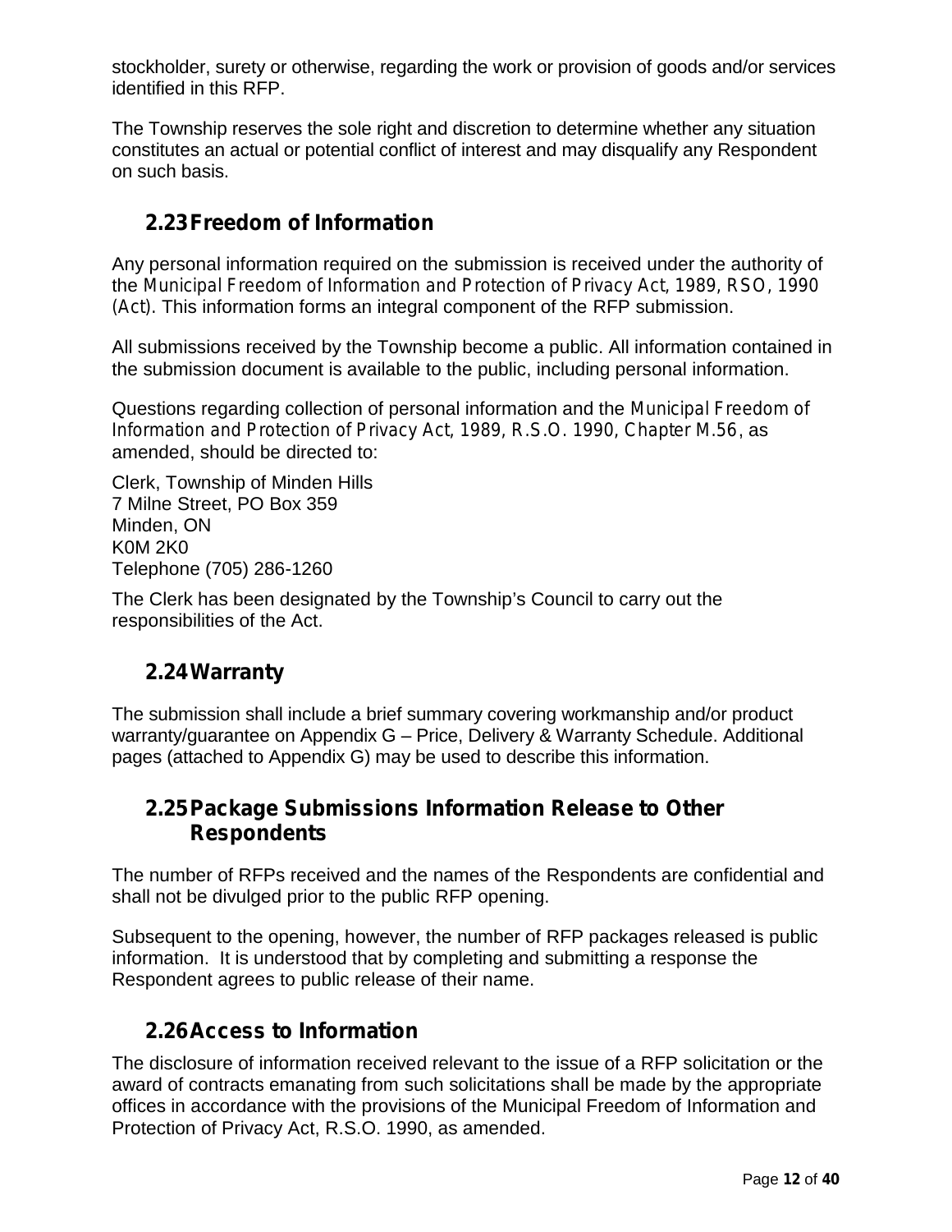stockholder, surety or otherwise, regarding the work or provision of goods and/or services identified in this RFP.

The Township reserves the sole right and discretion to determine whether any situation constitutes an actual or potential conflict of interest and may disqualify any Respondent on such basis.

## 2.23 Freedom of Information

Any personal information required on the submission is received under the authority of the *Municipal Freedom of Information and Protection of Privacy Act, 1989, RSO, 1990 (Act)*. This information forms an integral component of the RFP submission.

All submissions received by the Township become a public. All information contained in the submission document is available to the public, including personal information.

Questions regarding collection of personal information and the *Municipal Freedom of Information and Protection of Privacy Act, 1989, R.S.O. 1990, Chapter M.56*, as amended, should be directed to:

Clerk, Township of Minden Hills
7 Milne Street, PO Box 359
Minden, ON
K0M 2K0
Telephone (705) 286-1260

The Clerk has been designated by the Township's Council to carry out the responsibilities of the Act.

## 2.24 Warranty

The submission shall include a brief summary covering workmanship and/or product warranty/guarantee on Appendix G – Price, Delivery & Warranty Schedule. Additional pages (attached to Appendix G) may be used to describe this information.

## 2.25 Package Submissions Information Release to Other Respondents

The number of RFPs received and the names of the Respondents are confidential and shall not be divulged prior to the public RFP opening.

Subsequent to the opening, however, the number of RFP packages released is public information. It is understood that by completing and submitting a response the Respondent agrees to public release of their name.

## 2.26 Access to Information

The disclosure of information received relevant to the issue of a RFP solicitation or the award of contracts emanating from such solicitations shall be made by the appropriate offices in accordance with the provisions of the Municipal Freedom of Information and Protection of Privacy Act, R.S.O. 1990, as amended.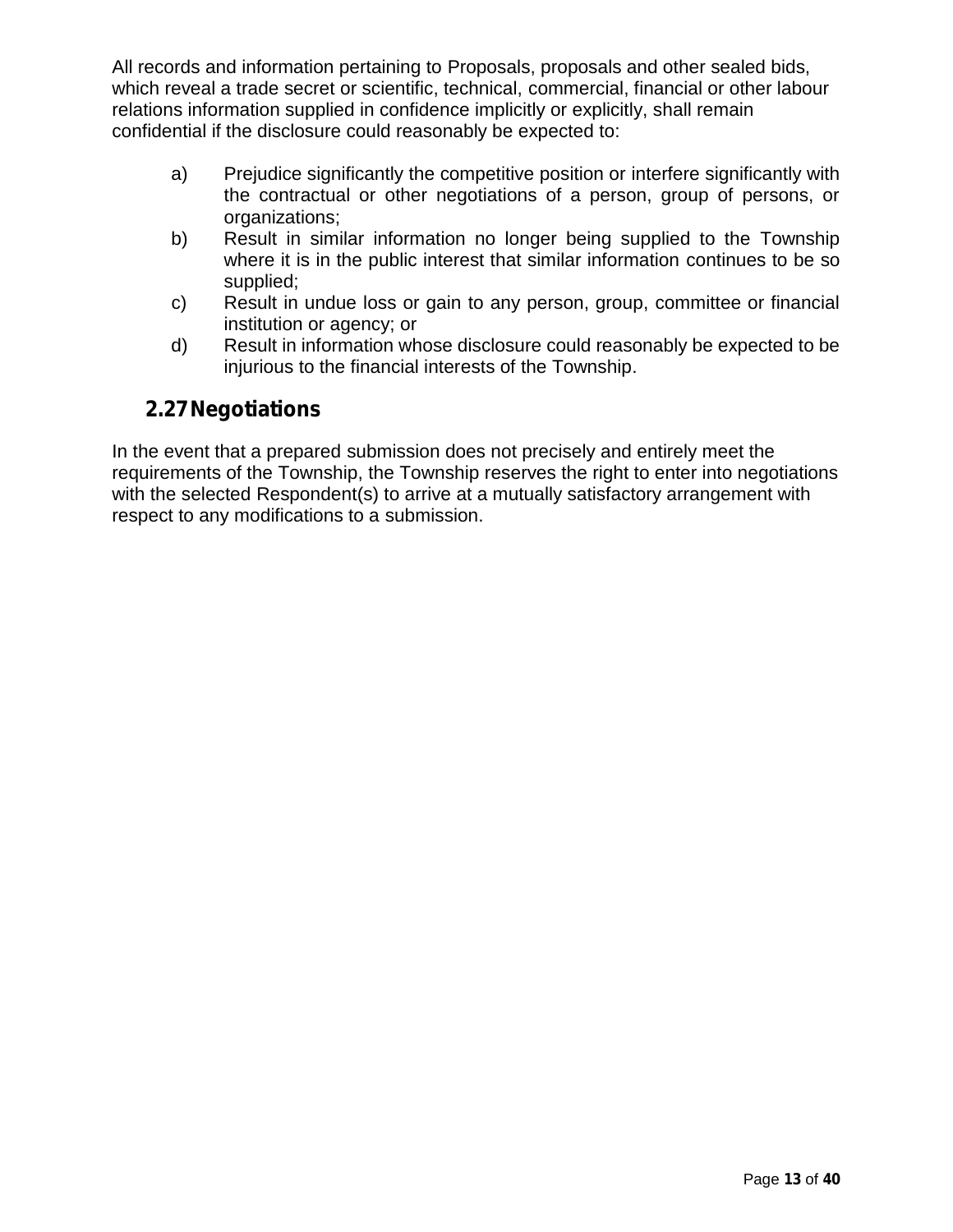All records and information pertaining to Proposals, proposals and other sealed bids, which reveal a trade secret or scientific, technical, commercial, financial or other labour relations information supplied in confidence implicitly or explicitly, shall remain confidential if the disclosure could reasonably be expected to:

a) Prejudice significantly the competitive position or interfere significantly with the contractual or other negotiations of a person, group of persons, or organizations;
b) Result in similar information no longer being supplied to the Township where it is in the public interest that similar information continues to be so supplied;
c) Result in undue loss or gain to any person, group, committee or financial institution or agency; or
d) Result in information whose disclosure could reasonably be expected to be injurious to the financial interests of the Township.

## 2.27 Negotiations

In the event that a prepared submission does not precisely and entirely meet the requirements of the Township, the Township reserves the right to enter into negotiations with the selected Respondent(s) to arrive at a mutually satisfactory arrangement with respect to any modifications to a submission.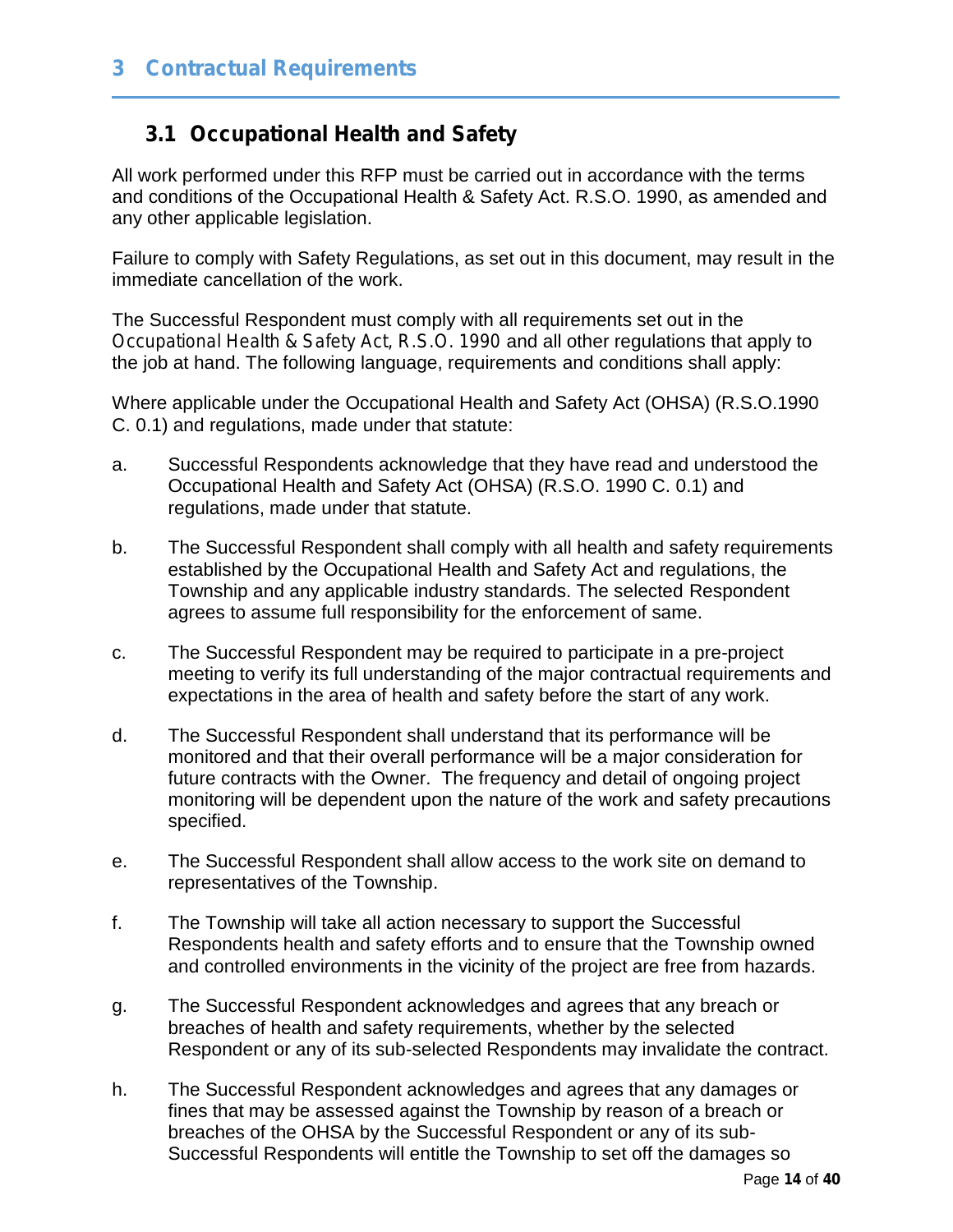# 3 Contractual Requirements

## 3.1 Occupational Health and Safety

All work performed under this RFP must be carried out in accordance with the terms and conditions of the Occupational Health & Safety Act. R.S.O. 1990, as amended and any other applicable legislation.

Failure to comply with Safety Regulations, as set out in this document, may result in the immediate cancellation of the work.

The Successful Respondent must comply with all requirements set out in the Occupational Health & Safety Act, R.S.O. 1990 and all other regulations that apply to the job at hand. The following language, requirements and conditions shall apply:

Where applicable under the Occupational Health and Safety Act (OHSA) (R.S.O.1990 C. 0.1) and regulations, made under that statute:

a. Successful Respondents acknowledge that they have read and understood the Occupational Health and Safety Act (OHSA) (R.S.O. 1990 C. 0.1) and regulations, made under that statute.

b. The Successful Respondent shall comply with all health and safety requirements established by the Occupational Health and Safety Act and regulations, the Township and any applicable industry standards. The selected Respondent agrees to assume full responsibility for the enforcement of same.

c. The Successful Respondent may be required to participate in a pre-project meeting to verify its full understanding of the major contractual requirements and expectations in the area of health and safety before the start of any work.

d. The Successful Respondent shall understand that its performance will be monitored and that their overall performance will be a major consideration for future contracts with the Owner. The frequency and detail of ongoing project monitoring will be dependent upon the nature of the work and safety precautions specified.

e. The Successful Respondent shall allow access to the work site on demand to representatives of the Township.

f. The Township will take all action necessary to support the Successful Respondents health and safety efforts and to ensure that the Township owned and controlled environments in the vicinity of the project are free from hazards.

g. The Successful Respondent acknowledges and agrees that any breach or breaches of health and safety requirements, whether by the selected Respondent or any of its sub-selected Respondents may invalidate the contract.

h. The Successful Respondent acknowledges and agrees that any damages or fines that may be assessed against the Township by reason of a breach or breaches of the OHSA by the Successful Respondent or any of its sub-Successful Respondents will entitle the Township to set off the damages so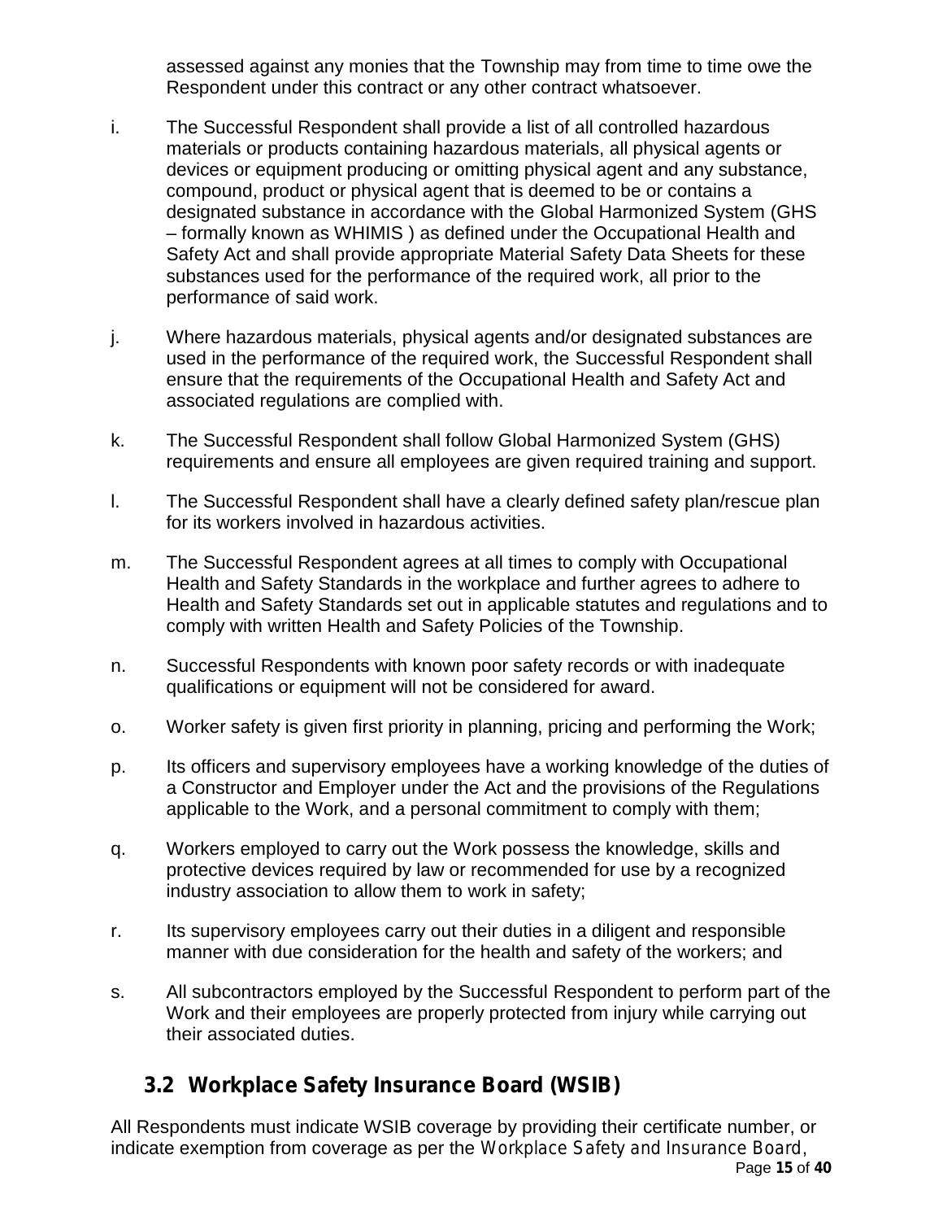assessed against any monies that the Township may from time to time owe the Respondent under this contract or any other contract whatsoever.

i. The Successful Respondent shall provide a list of all controlled hazardous materials or products containing hazardous materials, all physical agents or devices or equipment producing or omitting physical agent and any substance, compound, product or physical agent that is deemed to be or contains a designated substance in accordance with the Global Harmonized System (GHS – formally known as WHIMIS ) as defined under the Occupational Health and Safety Act and shall provide appropriate Material Safety Data Sheets for these substances used for the performance of the required work, all prior to the performance of said work.

j. Where hazardous materials, physical agents and/or designated substances are used in the performance of the required work, the Successful Respondent shall ensure that the requirements of the Occupational Health and Safety Act and associated regulations are complied with.

k. The Successful Respondent shall follow Global Harmonized System (GHS) requirements and ensure all employees are given required training and support.

l. The Successful Respondent shall have a clearly defined safety plan/rescue plan for its workers involved in hazardous activities.

m. The Successful Respondent agrees at all times to comply with Occupational Health and Safety Standards in the workplace and further agrees to adhere to Health and Safety Standards set out in applicable statutes and regulations and to comply with written Health and Safety Policies of the Township.

n. Successful Respondents with known poor safety records or with inadequate qualifications or equipment will not be considered for award.

o. Worker safety is given first priority in planning, pricing and performing the Work;

p. Its officers and supervisory employees have a working knowledge of the duties of a Constructor and Employer under the Act and the provisions of the Regulations applicable to the Work, and a personal commitment to comply with them;

q. Workers employed to carry out the Work possess the knowledge, skills and protective devices required by law or recommended for use by a recognized industry association to allow them to work in safety;

r. Its supervisory employees carry out their duties in a diligent and responsible manner with due consideration for the health and safety of the workers; and

s. All subcontractors employed by the Successful Respondent to perform part of the Work and their employees are properly protected from injury while carrying out their associated duties.

## 3.2 Workplace Safety Insurance Board (WSIB)

All Respondents must indicate WSIB coverage by providing their certificate number, or indicate exemption from coverage as per the Workplace Safety and Insurance Board,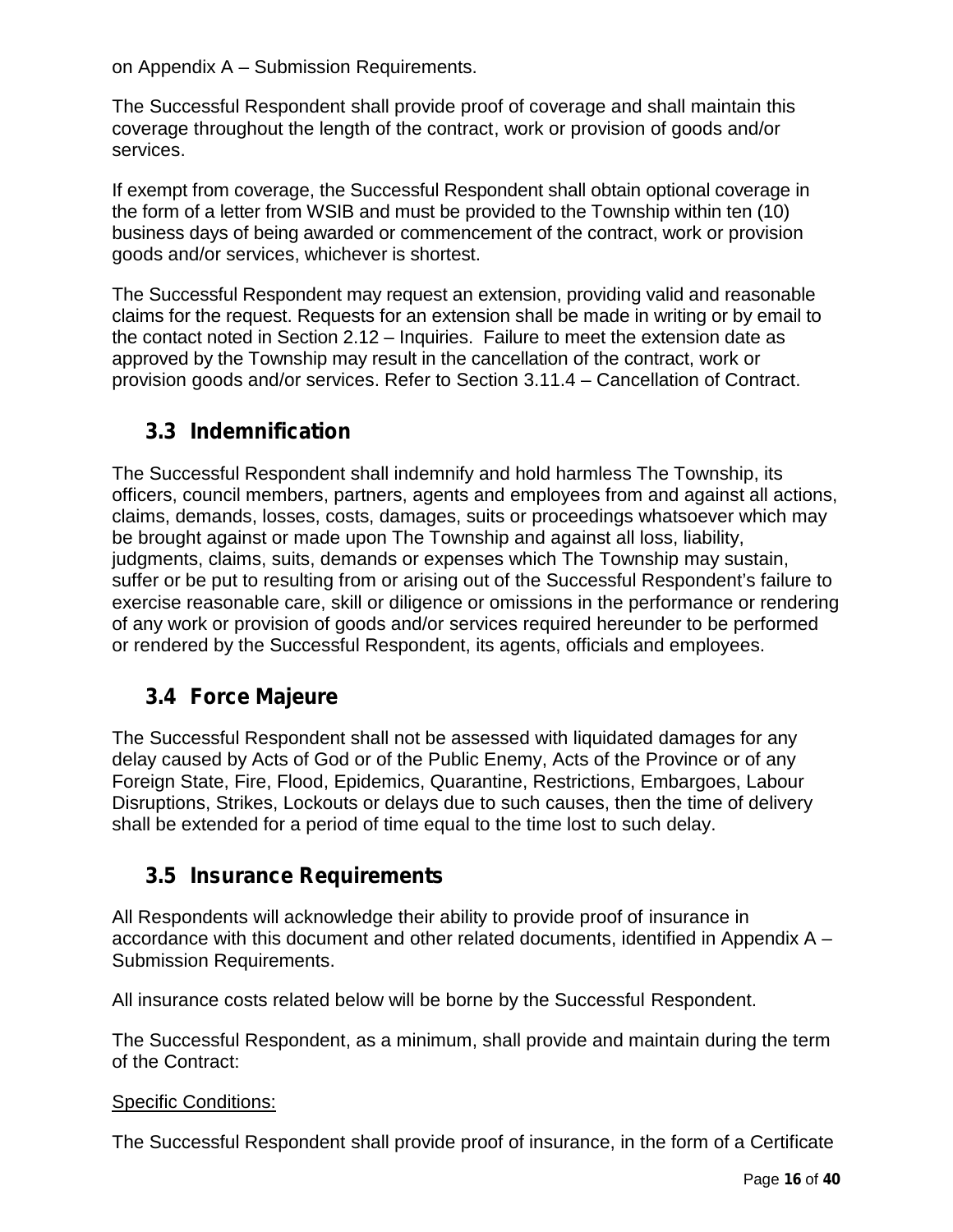on Appendix A – Submission Requirements.

The Successful Respondent shall provide proof of coverage and shall maintain this coverage throughout the length of the contract, work or provision of goods and/or services.

If exempt from coverage, the Successful Respondent shall obtain optional coverage in the form of a letter from WSIB and must be provided to the Township within ten (10) business days of being awarded or commencement of the contract, work or provision goods and/or services, whichever is shortest.

The Successful Respondent may request an extension, providing valid and reasonable claims for the request. Requests for an extension shall be made in writing or by email to the contact noted in Section 2.12 – Inquiries. Failure to meet the extension date as approved by the Township may result in the cancellation of the contract, work or provision goods and/or services. Refer to Section 3.11.4 – Cancellation of Contract.

## 3.3 Indemnification

The Successful Respondent shall indemnify and hold harmless The Township, its officers, council members, partners, agents and employees from and against all actions, claims, demands, losses, costs, damages, suits or proceedings whatsoever which may be brought against or made upon The Township and against all loss, liability, judgments, claims, suits, demands or expenses which The Township may sustain, suffer or be put to resulting from or arising out of the Successful Respondent's failure to exercise reasonable care, skill or diligence or omissions in the performance or rendering of any work or provision of goods and/or services required hereunder to be performed or rendered by the Successful Respondent, its agents, officials and employees.

## 3.4 Force Majeure

The Successful Respondent shall not be assessed with liquidated damages for any delay caused by Acts of God or of the Public Enemy, Acts of the Province or of any Foreign State, Fire, Flood, Epidemics, Quarantine, Restrictions, Embargoes, Labour Disruptions, Strikes, Lockouts or delays due to such causes, then the time of delivery shall be extended for a period of time equal to the time lost to such delay.

## 3.5 Insurance Requirements

All Respondents will acknowledge their ability to provide proof of insurance in accordance with this document and other related documents, identified in Appendix A – Submission Requirements.

All insurance costs related below will be borne by the Successful Respondent.

The Successful Respondent, as a minimum, shall provide and maintain during the term of the Contract:

<u>Specific Conditions:</u>

The Successful Respondent shall provide proof of insurance, in the form of a Certificate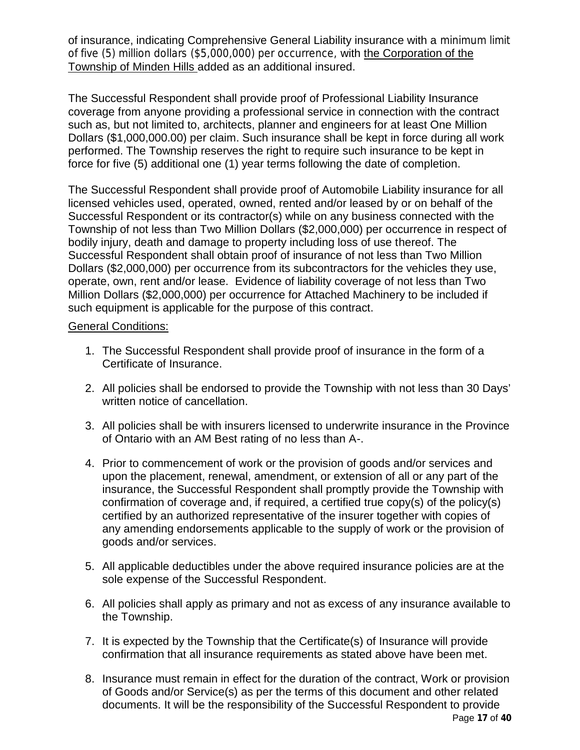of insurance, indicating Comprehensive General Liability insurance with a minimum limit of five (5) million dollars ($5,000,000) per occurrence, with the Corporation of the Township of Minden Hills added as an additional insured.

The Successful Respondent shall provide proof of Professional Liability Insurance coverage from anyone providing a professional service in connection with the contract such as, but not limited to, architects, planner and engineers for at least One Million Dollars ($1,000,000.00) per claim. Such insurance shall be kept in force during all work performed. The Township reserves the right to require such insurance to be kept in force for five (5) additional one (1) year terms following the date of completion.

The Successful Respondent shall provide proof of Automobile Liability insurance for all licensed vehicles used, operated, owned, rented and/or leased by or on behalf of the Successful Respondent or its contractor(s) while on any business connected with the Township of not less than Two Million Dollars ($2,000,000) per occurrence in respect of bodily injury, death and damage to property including loss of use thereof. The Successful Respondent shall obtain proof of insurance of not less than Two Million Dollars ($2,000,000) per occurrence from its subcontractors for the vehicles they use, operate, own, rent and/or lease. Evidence of liability coverage of not less than Two Million Dollars ($2,000,000) per occurrence for Attached Machinery to be included if such equipment is applicable for the purpose of this contract.

General Conditions:

1. The Successful Respondent shall provide proof of insurance in the form of a Certificate of Insurance.
2. All policies shall be endorsed to provide the Township with not less than 30 Days' written notice of cancellation.
3. All policies shall be with insurers licensed to underwrite insurance in the Province of Ontario with an AM Best rating of no less than A-.
4. Prior to commencement of work or the provision of goods and/or services and upon the placement, renewal, amendment, or extension of all or any part of the insurance, the Successful Respondent shall promptly provide the Township with confirmation of coverage and, if required, a certified true copy(s) of the policy(s) certified by an authorized representative of the insurer together with copies of any amending endorsements applicable to the supply of work or the provision of goods and/or services.
5. All applicable deductibles under the above required insurance policies are at the sole expense of the Successful Respondent.
6. All policies shall apply as primary and not as excess of any insurance available to the Township.
7. It is expected by the Township that the Certificate(s) of Insurance will provide confirmation that all insurance requirements as stated above have been met.
8. Insurance must remain in effect for the duration of the contract, Work or provision of Goods and/or Service(s) as per the terms of this document and other related documents. It will be the responsibility of the Successful Respondent to provide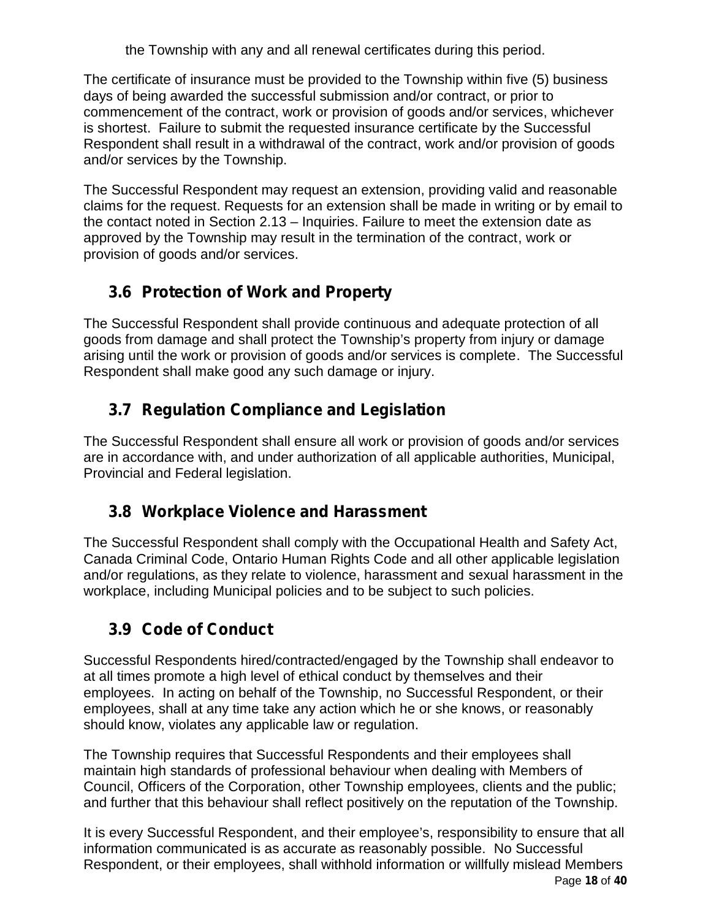the Township with any and all renewal certificates during this period.

The certificate of insurance must be provided to the Township within five (5) business days of being awarded the successful submission and/or contract, or prior to commencement of the contract, work or provision of goods and/or services, whichever is shortest. Failure to submit the requested insurance certificate by the Successful Respondent shall result in a withdrawal of the contract, work and/or provision of goods and/or services by the Township.

The Successful Respondent may request an extension, providing valid and reasonable claims for the request. Requests for an extension shall be made in writing or by email to the contact noted in Section 2.13 – Inquiries. Failure to meet the extension date as approved by the Township may result in the termination of the contract, work or provision of goods and/or services.

## 3.6 Protection of Work and Property

The Successful Respondent shall provide continuous and adequate protection of all goods from damage and shall protect the Township's property from injury or damage arising until the work or provision of goods and/or services is complete. The Successful Respondent shall make good any such damage or injury.

## 3.7 Regulation Compliance and Legislation

The Successful Respondent shall ensure all work or provision of goods and/or services are in accordance with, and under authorization of all applicable authorities, Municipal, Provincial and Federal legislation.

## 3.8 Workplace Violence and Harassment

The Successful Respondent shall comply with the Occupational Health and Safety Act, Canada Criminal Code, Ontario Human Rights Code and all other applicable legislation and/or regulations, as they relate to violence, harassment and sexual harassment in the workplace, including Municipal policies and to be subject to such policies.

## 3.9 Code of Conduct

Successful Respondents hired/contracted/engaged by the Township shall endeavor to at all times promote a high level of ethical conduct by themselves and their employees. In acting on behalf of the Township, no Successful Respondent, or their employees, shall at any time take any action which he or she knows, or reasonably should know, violates any applicable law or regulation.

The Township requires that Successful Respondents and their employees shall maintain high standards of professional behaviour when dealing with Members of Council, Officers of the Corporation, other Township employees, clients and the public; and further that this behaviour shall reflect positively on the reputation of the Township.

It is every Successful Respondent, and their employee's, responsibility to ensure that all information communicated is as accurate as reasonably possible. No Successful Respondent, or their employees, shall withhold information or willfully mislead Members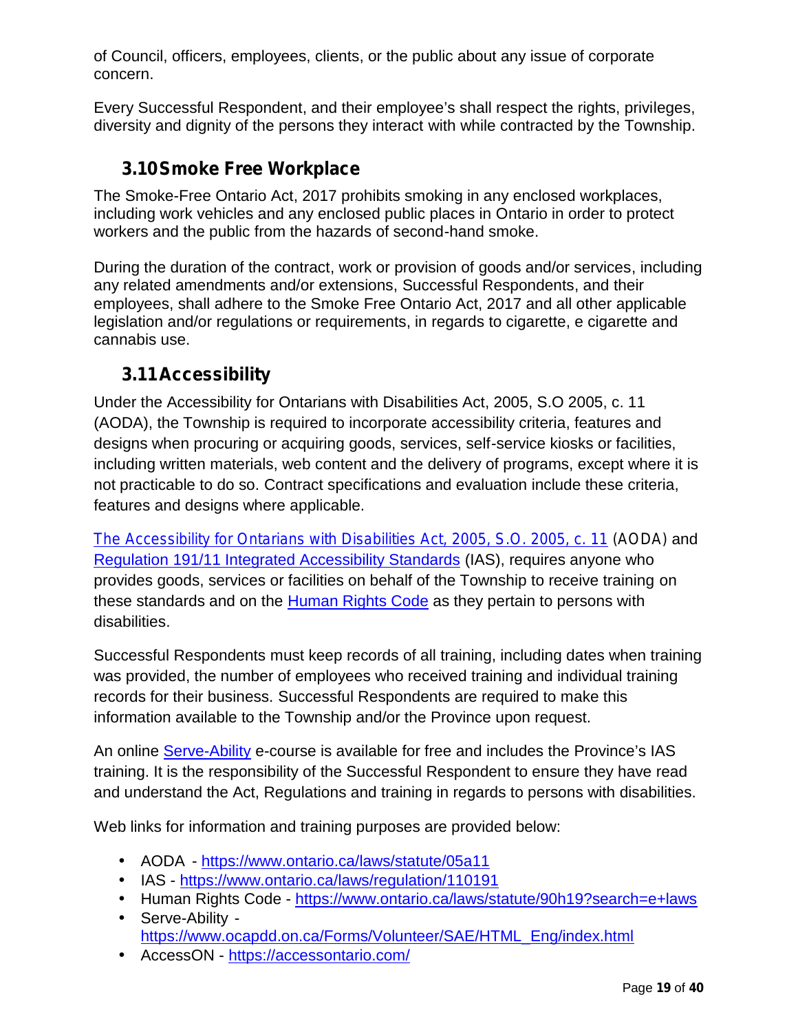of Council, officers, employees, clients, or the public about any issue of corporate concern.

Every Successful Respondent, and their employee's shall respect the rights, privileges, diversity and dignity of the persons they interact with while contracted by the Township.

## 3.10 Smoke Free Workplace

The Smoke-Free Ontario Act, 2017 prohibits smoking in any enclosed workplaces, including work vehicles and any enclosed public places in Ontario in order to protect workers and the public from the hazards of second-hand smoke.

During the duration of the contract, work or provision of goods and/or services, including any related amendments and/or extensions, Successful Respondents, and their employees, shall adhere to the Smoke Free Ontario Act, 2017 and all other applicable legislation and/or regulations or requirements, in regards to cigarette, e cigarette and cannabis use.

## 3.11 Accessibility

Under the Accessibility for Ontarians with Disabilities Act, 2005, S.O 2005, c. 11 (AODA), the Township is required to incorporate accessibility criteria, features and designs when procuring or acquiring goods, services, self-service kiosks or facilities, including written materials, web content and the delivery of programs, except where it is not practicable to do so. Contract specifications and evaluation include these criteria, features and designs where applicable.

[The Accessibility for Ontarians with Disabilities Act, 2005, S.O. 2005, c. 11](https://www.ontario.ca/laws/statute/05a11) (AODA) and [Regulation 191/11 Integrated Accessibility Standards](https://www.ontario.ca/laws/regulation/110191) (IAS), requires anyone who provides goods, services or facilities on behalf of the Township to receive training on these standards and on the [Human Rights Code](https://www.ontario.ca/laws/statute/90h19?search=e+laws) as they pertain to persons with disabilities.

Successful Respondents must keep records of all training, including dates when training was provided, the number of employees who received training and individual training records for their business. Successful Respondents are required to make this information available to the Township and/or the Province upon request.

An online [Serve-Ability](https://www.ocapdd.on.ca/Forms/Volunteer/SAE/HTML_Eng/index.html) e-course is available for free and includes the Province's IAS training. It is the responsibility of the Successful Respondent to ensure they have read and understand the Act, Regulations and training in regards to persons with disabilities.

Web links for information and training purposes are provided below:

- AODA - https://www.ontario.ca/laws/statute/05a11
- IAS - https://www.ontario.ca/laws/regulation/110191
- Human Rights Code - https://www.ontario.ca/laws/statute/90h19?search=e+laws
- Serve-Ability - https://www.ocapdd.on.ca/Forms/Volunteer/SAE/HTML_Eng/index.html
- AccessON - https://accessontario.com/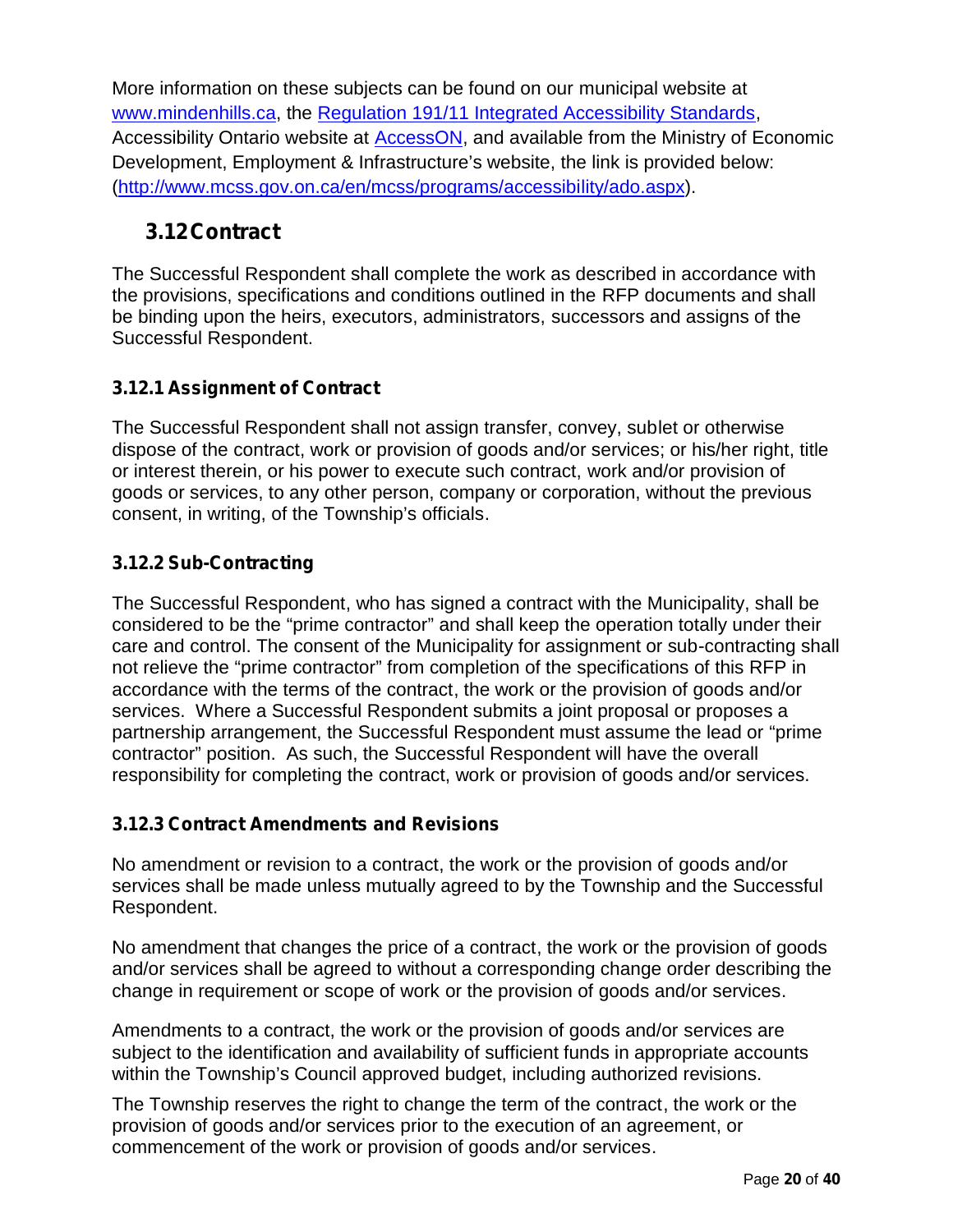More information on these subjects can be found on our municipal website at [www.mindenhills.ca](http://www.mindenhills.ca), the [Regulation 191/11 Integrated Accessibility Standards](#), Accessibility Ontario website at [AccessON](#), and available from the Ministry of Economic Development, Employment & Infrastructure's website, the link is provided below: ([http://www.mcss.gov.on.ca/en/mcss/programs/accessibility/ado.aspx](http://www.mcss.gov.on.ca/en/mcss/programs/accessibility/ado.aspx)).

## 3.12 Contract

The Successful Respondent shall complete the work as described in accordance with the provisions, specifications and conditions outlined in the RFP documents and shall be binding upon the heirs, executors, administrators, successors and assigns of the Successful Respondent.

### 3.12.1 Assignment of Contract

The Successful Respondent shall not assign transfer, convey, sublet or otherwise dispose of the contract, work or provision of goods and/or services; or his/her right, title or interest therein, or his power to execute such contract, work and/or provision of goods or services, to any other person, company or corporation, without the previous consent, in writing, of the Township's officials.

### 3.12.2 Sub-Contracting

The Successful Respondent, who has signed a contract with the Municipality, shall be considered to be the "prime contractor" and shall keep the operation totally under their care and control. The consent of the Municipality for assignment or sub-contracting shall not relieve the "prime contractor" from completion of the specifications of this RFP in accordance with the terms of the contract, the work or the provision of goods and/or services. Where a Successful Respondent submits a joint proposal or proposes a partnership arrangement, the Successful Respondent must assume the lead or "prime contractor" position. As such, the Successful Respondent will have the overall responsibility for completing the contract, work or provision of goods and/or services.

### 3.12.3 Contract Amendments and Revisions

No amendment or revision to a contract, the work or the provision of goods and/or services shall be made unless mutually agreed to by the Township and the Successful Respondent.

No amendment that changes the price of a contract, the work or the provision of goods and/or services shall be agreed to without a corresponding change order describing the change in requirement or scope of work or the provision of goods and/or services.

Amendments to a contract, the work or the provision of goods and/or services are subject to the identification and availability of sufficient funds in appropriate accounts within the Township's Council approved budget, including authorized revisions.

The Township reserves the right to change the term of the contract, the work or the provision of goods and/or services prior to the execution of an agreement, or commencement of the work or provision of goods and/or services.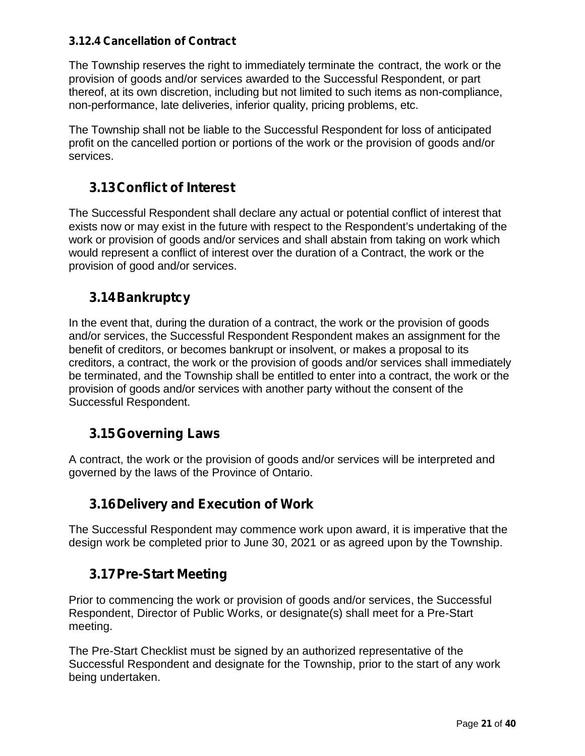#### 3.12.4 Cancellation of Contract

The Township reserves the right to immediately terminate the contract, the work or the provision of goods and/or services awarded to the Successful Respondent, or part thereof, at its own discretion, including but not limited to such items as non-compliance, non-performance, late deliveries, inferior quality, pricing problems, etc.

The Township shall not be liable to the Successful Respondent for loss of anticipated profit on the cancelled portion or portions of the work or the provision of goods and/or services.

### 3.13 Conflict of Interest

The Successful Respondent shall declare any actual or potential conflict of interest that exists now or may exist in the future with respect to the Respondent's undertaking of the work or provision of goods and/or services and shall abstain from taking on work which would represent a conflict of interest over the duration of a Contract, the work or the provision of good and/or services.

### 3.14 Bankruptcy

In the event that, during the duration of a contract, the work or the provision of goods and/or services, the Successful Respondent Respondent makes an assignment for the benefit of creditors, or becomes bankrupt or insolvent, or makes a proposal to its creditors, a contract, the work or the provision of goods and/or services shall immediately be terminated, and the Township shall be entitled to enter into a contract, the work or the provision of goods and/or services with another party without the consent of the Successful Respondent.

### 3.15 Governing Laws

A contract, the work or the provision of goods and/or services will be interpreted and governed by the laws of the Province of Ontario.

### 3.16 Delivery and Execution of Work

The Successful Respondent may commence work upon award, it is imperative that the design work be completed prior to June 30, 2021 or as agreed upon by the Township.

### 3.17 Pre-Start Meeting

Prior to commencing the work or provision of goods and/or services, the Successful Respondent, Director of Public Works, or designate(s) shall meet for a Pre-Start meeting.

The Pre-Start Checklist must be signed by an authorized representative of the Successful Respondent and designate for the Township, prior to the start of any work being undertaken.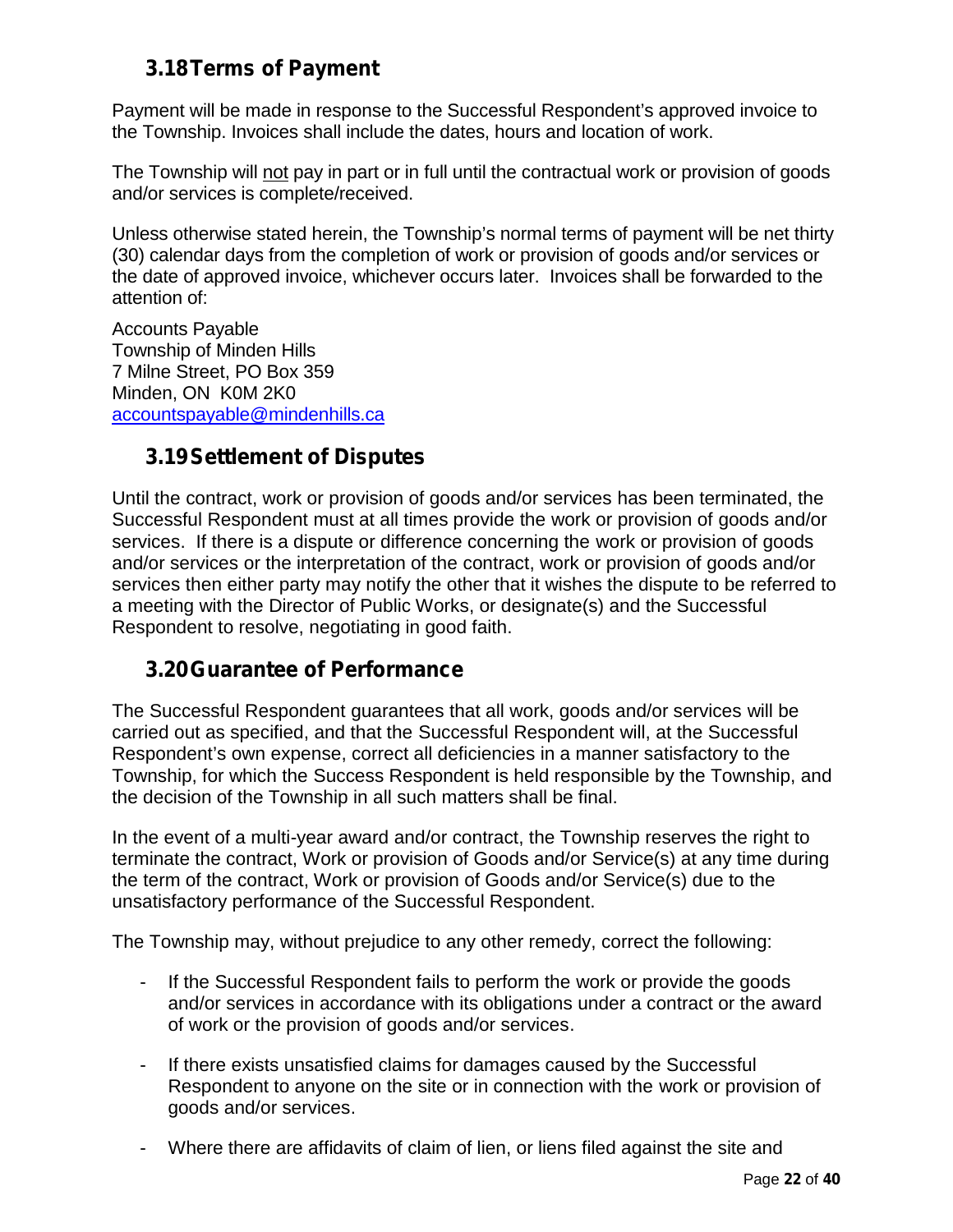### 3.18 Terms of Payment

Payment will be made in response to the Successful Respondent's approved invoice to the Township. Invoices shall include the dates, hours and location of work.

The Township will <u>not</u> pay in part or in full until the contractual work or provision of goods and/or services is complete/received.

Unless otherwise stated herein, the Township's normal terms of payment will be net thirty (30) calendar days from the completion of work or provision of goods and/or services or the date of approved invoice, whichever occurs later. Invoices shall be forwarded to the attention of:

Accounts Payable
Township of Minden Hills
7 Milne Street, PO Box 359
Minden, ON K0M 2K0
accountspayable@mindenhills.ca

### 3.19 Settlement of Disputes

Until the contract, work or provision of goods and/or services has been terminated, the Successful Respondent must at all times provide the work or provision of goods and/or services. If there is a dispute or difference concerning the work or provision of goods and/or services or the interpretation of the contract, work or provision of goods and/or services then either party may notify the other that it wishes the dispute to be referred to a meeting with the Director of Public Works, or designate(s) and the Successful Respondent to resolve, negotiating in good faith.

### 3.20 Guarantee of Performance

The Successful Respondent guarantees that all work, goods and/or services will be carried out as specified, and that the Successful Respondent will, at the Successful Respondent's own expense, correct all deficiencies in a manner satisfactory to the Township, for which the Success Respondent is held responsible by the Township, and the decision of the Township in all such matters shall be final.

In the event of a multi-year award and/or contract, the Township reserves the right to terminate the contract, Work or provision of Goods and/or Service(s) at any time during the term of the contract, Work or provision of Goods and/or Service(s) due to the unsatisfactory performance of the Successful Respondent.

The Township may, without prejudice to any other remedy, correct the following:

- If the Successful Respondent fails to perform the work or provide the goods and/or services in accordance with its obligations under a contract or the award of work or the provision of goods and/or services.
- If there exists unsatisfied claims for damages caused by the Successful Respondent to anyone on the site or in connection with the work or provision of goods and/or services.
- Where there are affidavits of claim of lien, or liens filed against the site and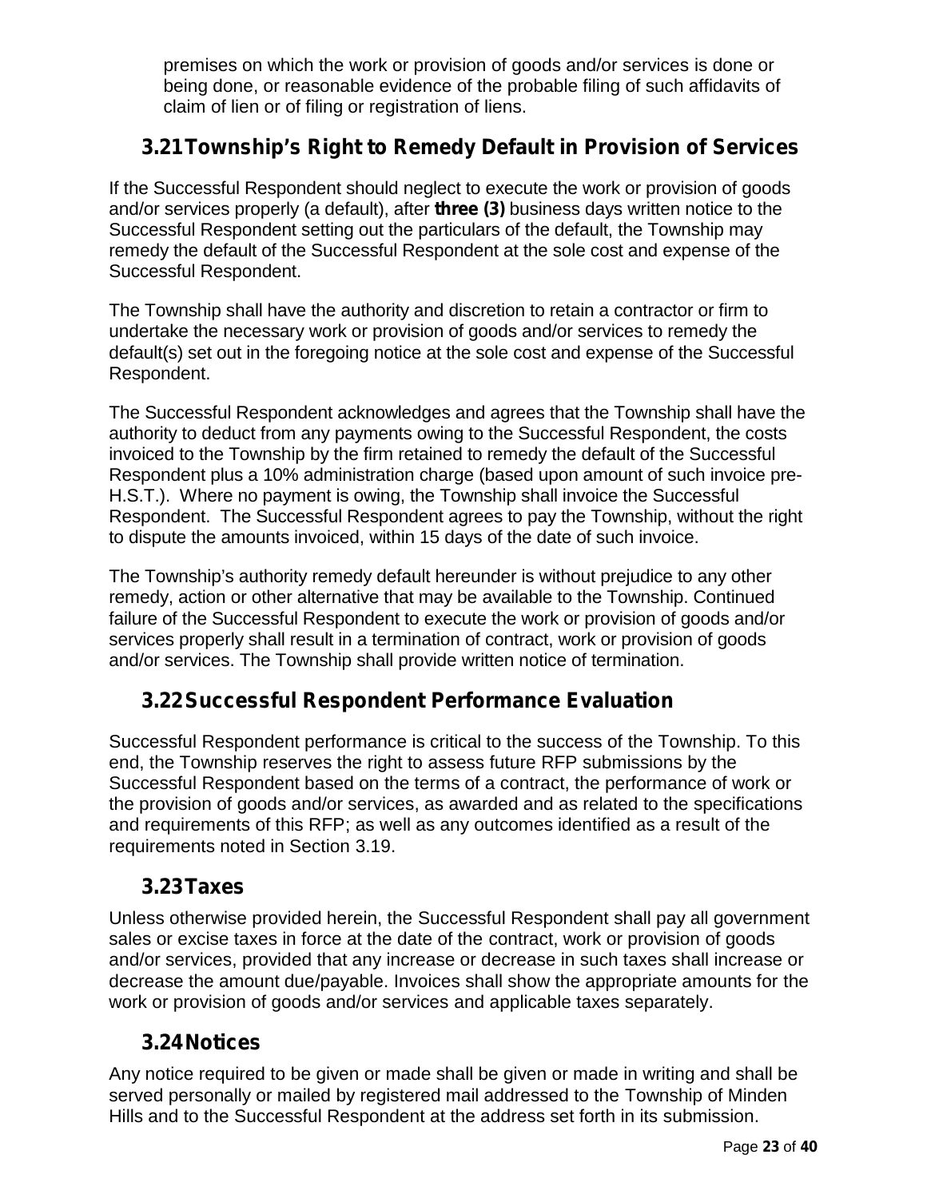premises on which the work or provision of goods and/or services is done or being done, or reasonable evidence of the probable filing of such affidavits of claim of lien or of filing or registration of liens.

## 3.21 Township's Right to Remedy Default in Provision of Services

If the Successful Respondent should neglect to execute the work or provision of goods and/or services properly (a default), after **three (3)** business days written notice to the Successful Respondent setting out the particulars of the default, the Township may remedy the default of the Successful Respondent at the sole cost and expense of the Successful Respondent.

The Township shall have the authority and discretion to retain a contractor or firm to undertake the necessary work or provision of goods and/or services to remedy the default(s) set out in the foregoing notice at the sole cost and expense of the Successful Respondent.

The Successful Respondent acknowledges and agrees that the Township shall have the authority to deduct from any payments owing to the Successful Respondent, the costs invoiced to the Township by the firm retained to remedy the default of the Successful Respondent plus a 10% administration charge (based upon amount of such invoice pre-H.S.T.). Where no payment is owing, the Township shall invoice the Successful Respondent. The Successful Respondent agrees to pay the Township, without the right to dispute the amounts invoiced, within 15 days of the date of such invoice.

The Township's authority remedy default hereunder is without prejudice to any other remedy, action or other alternative that may be available to the Township. Continued failure of the Successful Respondent to execute the work or provision of goods and/or services properly shall result in a termination of contract, work or provision of goods and/or services. The Township shall provide written notice of termination.

## 3.22 Successful Respondent Performance Evaluation

Successful Respondent performance is critical to the success of the Township. To this end, the Township reserves the right to assess future RFP submissions by the Successful Respondent based on the terms of a contract, the performance of work or the provision of goods and/or services, as awarded and as related to the specifications and requirements of this RFP; as well as any outcomes identified as a result of the requirements noted in Section 3.19.

## 3.23 Taxes

Unless otherwise provided herein, the Successful Respondent shall pay all government sales or excise taxes in force at the date of the contract, work or provision of goods and/or services, provided that any increase or decrease in such taxes shall increase or decrease the amount due/payable. Invoices shall show the appropriate amounts for the work or provision of goods and/or services and applicable taxes separately.

## 3.24 Notices

Any notice required to be given or made shall be given or made in writing and shall be served personally or mailed by registered mail addressed to the Township of Minden Hills and to the Successful Respondent at the address set forth in its submission.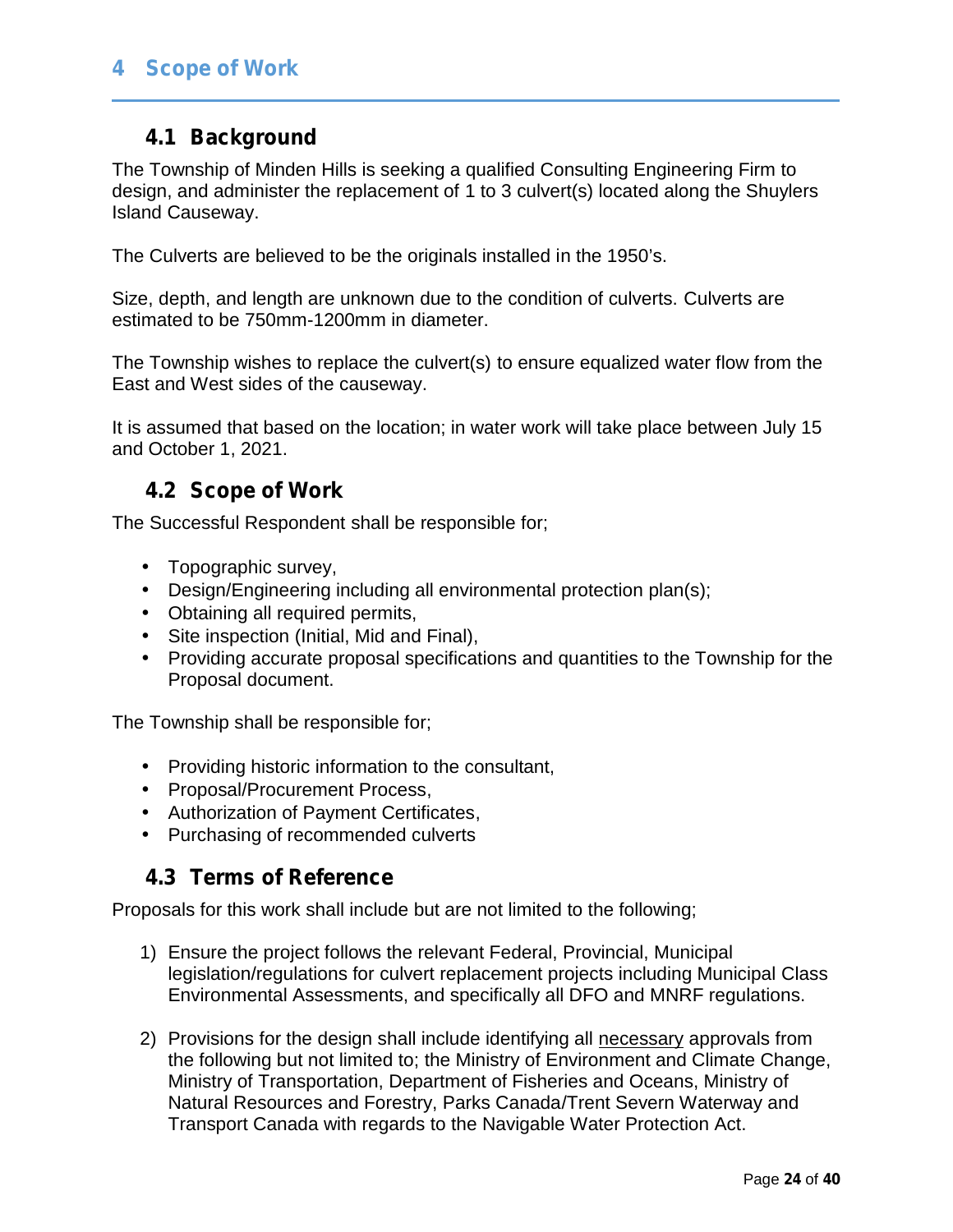# 4 Scope of Work

## 4.1 Background

The Township of Minden Hills is seeking a qualified Consulting Engineering Firm to design, and administer the replacement of 1 to 3 culvert(s) located along the Shuylers Island Causeway.

The Culverts are believed to be the originals installed in the 1950's.

Size, depth, and length are unknown due to the condition of culverts. Culverts are estimated to be 750mm-1200mm in diameter.

The Township wishes to replace the culvert(s) to ensure equalized water flow from the East and West sides of the causeway.

It is assumed that based on the location; in water work will take place between July 15 and October 1, 2021.

## 4.2 Scope of Work

The Successful Respondent shall be responsible for;

- Topographic survey,
- Design/Engineering including all environmental protection plan(s);
- Obtaining all required permits,
- Site inspection (Initial, Mid and Final),
- Providing accurate proposal specifications and quantities to the Township for the Proposal document.

The Township shall be responsible for;

- Providing historic information to the consultant,
- Proposal/Procurement Process,
- Authorization of Payment Certificates,
- Purchasing of recommended culverts

## 4.3 Terms of Reference

Proposals for this work shall include but are not limited to the following;

1) Ensure the project follows the relevant Federal, Provincial, Municipal legislation/regulations for culvert replacement projects including Municipal Class Environmental Assessments, and specifically all DFO and MNRF regulations.

2) Provisions for the design shall include identifying all <u>necessary</u> approvals from the following but not limited to; the Ministry of Environment and Climate Change, Ministry of Transportation, Department of Fisheries and Oceans, Ministry of Natural Resources and Forestry, Parks Canada/Trent Severn Waterway and Transport Canada with regards to the Navigable Water Protection Act.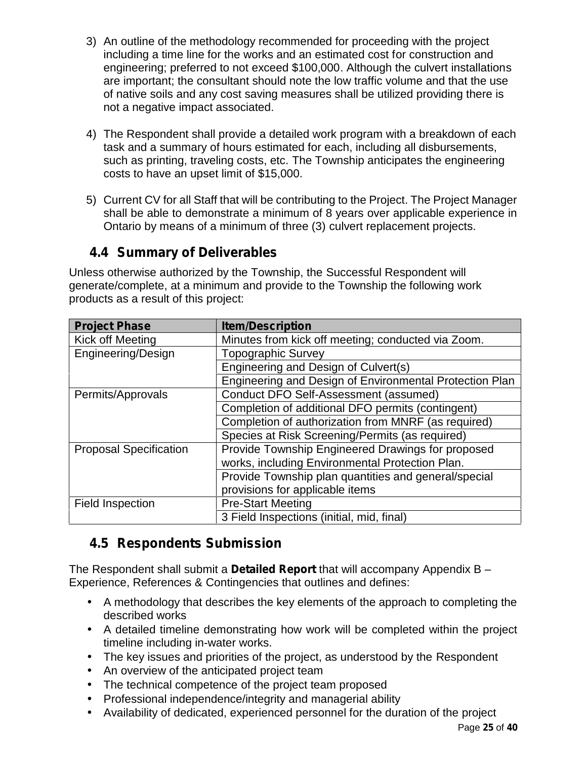3) An outline of the methodology recommended for proceeding with the project including a time line for the works and an estimated cost for construction and engineering; preferred to not exceed $100,000. Although the culvert installations are important; the consultant should note the low traffic volume and that the use of native soils and any cost saving measures shall be utilized providing there is not a negative impact associated.

4) The Respondent shall provide a detailed work program with a breakdown of each task and a summary of hours estimated for each, including all disbursements, such as printing, traveling costs, etc. The Township anticipates the engineering costs to have an upset limit of $15,000.

5) Current CV for all Staff that will be contributing to the Project. The Project Manager shall be able to demonstrate a minimum of 8 years over applicable experience in Ontario by means of a minimum of three (3) culvert replacement projects.

### 4.4 Summary of Deliverables

Unless otherwise authorized by the Township, the Successful Respondent will generate/complete, at a minimum and provide to the Township the following work products as a result of this project:

| Project Phase | Item/Description |
|---|---|
| Kick off Meeting | Minutes from kick off meeting; conducted via Zoom. |
| Engineering/Design | Topographic Survey |
| | Engineering and Design of Culvert(s) |
| | Engineering and Design of Environmental Protection Plan |
| Permits/Approvals | Conduct DFO Self-Assessment (assumed) |
| | Completion of additional DFO permits (contingent) |
| | Completion of authorization from MNRF (as required) |
| | Species at Risk Screening/Permits (as required) |
| Proposal Specification | Provide Township Engineered Drawings for proposed works, including Environmental Protection Plan. |
| | Provide Township plan quantities and general/special provisions for applicable items |
| Field Inspection | Pre-Start Meeting |
| | 3 Field Inspections (initial, mid, final) |

### 4.5 Respondents Submission

The Respondent shall submit a **Detailed Report** that will accompany Appendix B – Experience, References & Contingencies that outlines and defines:

- A methodology that describes the key elements of the approach to completing the described works
- A detailed timeline demonstrating how work will be completed within the project timeline including in-water works.
- The key issues and priorities of the project, as understood by the Respondent
- An overview of the anticipated project team
- The technical competence of the project team proposed
- Professional independence/integrity and managerial ability
- Availability of dedicated, experienced personnel for the duration of the project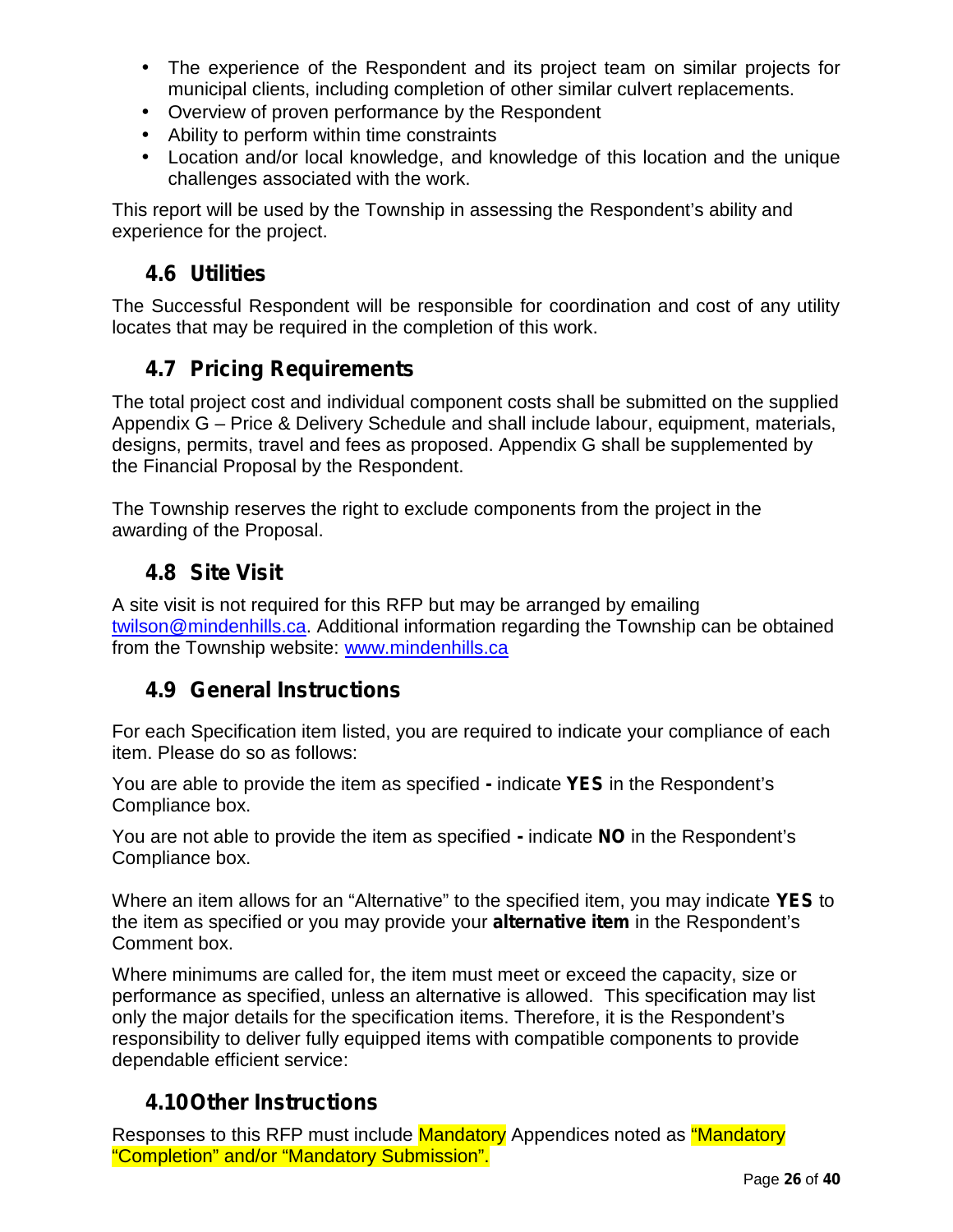- The experience of the Respondent and its project team on similar projects for municipal clients, including completion of other similar culvert replacements.
- Overview of proven performance by the Respondent
- Ability to perform within time constraints
- Location and/or local knowledge, and knowledge of this location and the unique challenges associated with the work.

This report will be used by the Township in assessing the Respondent's ability and experience for the project.

## 4.6 Utilities

The Successful Respondent will be responsible for coordination and cost of any utility locates that may be required in the completion of this work.

## 4.7 Pricing Requirements

The total project cost and individual component costs shall be submitted on the supplied Appendix G – Price & Delivery Schedule and shall include labour, equipment, materials, designs, permits, travel and fees as proposed. Appendix G shall be supplemented by the Financial Proposal by the Respondent.

The Township reserves the right to exclude components from the project in the awarding of the Proposal.

## 4.8 Site Visit

A site visit is not required for this RFP but may be arranged by emailing twilson@mindenhills.ca. Additional information regarding the Township can be obtained from the Township website: www.mindenhills.ca

## 4.9 General Instructions

For each Specification item listed, you are required to indicate your compliance of each item. Please do so as follows:

You are able to provide the item as specified **-** indicate **YES** in the Respondent's Compliance box.

You are not able to provide the item as specified **-** indicate **NO** in the Respondent's Compliance box.

Where an item allows for an "Alternative" to the specified item, you may indicate **YES** to the item as specified or you may provide your **alternative item** in the Respondent's Comment box.

Where minimums are called for, the item must meet or exceed the capacity, size or performance as specified, unless an alternative is allowed. This specification may list only the major details for the specification items. Therefore, it is the Respondent's responsibility to deliver fully equipped items with compatible components to provide dependable efficient service:

## 4.10 Other Instructions

Responses to this RFP must include Mandatory Appendices noted as "Mandatory "Completion" and/or "Mandatory Submission".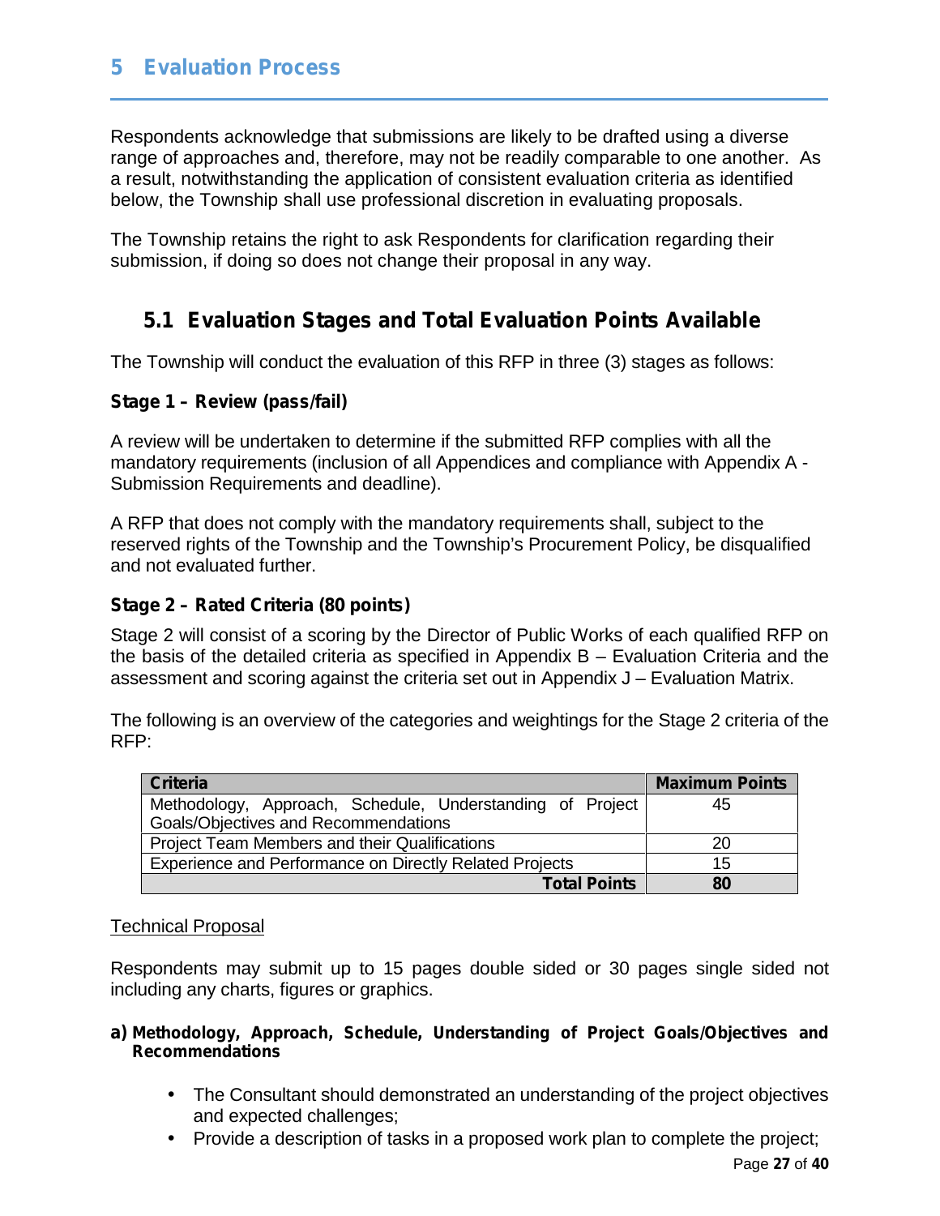# 5 Evaluation Process

Respondents acknowledge that submissions are likely to be drafted using a diverse range of approaches and, therefore, may not be readily comparable to one another. As a result, notwithstanding the application of consistent evaluation criteria as identified below, the Township shall use professional discretion in evaluating proposals.

The Township retains the right to ask Respondents for clarification regarding their submission, if doing so does not change their proposal in any way.

## 5.1 Evaluation Stages and Total Evaluation Points Available

The Township will conduct the evaluation of this RFP in three (3) stages as follows:

**Stage 1 – Review (pass/fail)**

A review will be undertaken to determine if the submitted RFP complies with all the mandatory requirements (inclusion of all Appendices and compliance with Appendix A - Submission Requirements and deadline).

A RFP that does not comply with the mandatory requirements shall, subject to the reserved rights of the Township and the Township's Procurement Policy, be disqualified and not evaluated further.

**Stage 2 – Rated Criteria (80 points)**

Stage 2 will consist of a scoring by the Director of Public Works of each qualified RFP on the basis of the detailed criteria as specified in Appendix B – Evaluation Criteria and the assessment and scoring against the criteria set out in Appendix J – Evaluation Matrix.

The following is an overview of the categories and weightings for the Stage 2 criteria of the RFP:

| Criteria | Maximum Points |
|---|---|
| Methodology, Approach, Schedule, Understanding of Project Goals/Objectives and Recommendations | 45 |
| Project Team Members and their Qualifications | 20 |
| Experience and Performance on Directly Related Projects | 15 |
| **Total Points** | **80** |

<u>Technical Proposal</u>

Respondents may submit up to 15 pages double sided or 30 pages single sided not including any charts, figures or graphics.

**a) Methodology, Approach, Schedule, Understanding of Project Goals/Objectives and Recommendations**

- The Consultant should demonstrated an understanding of the project objectives and expected challenges;
- Provide a description of tasks in a proposed work plan to complete the project;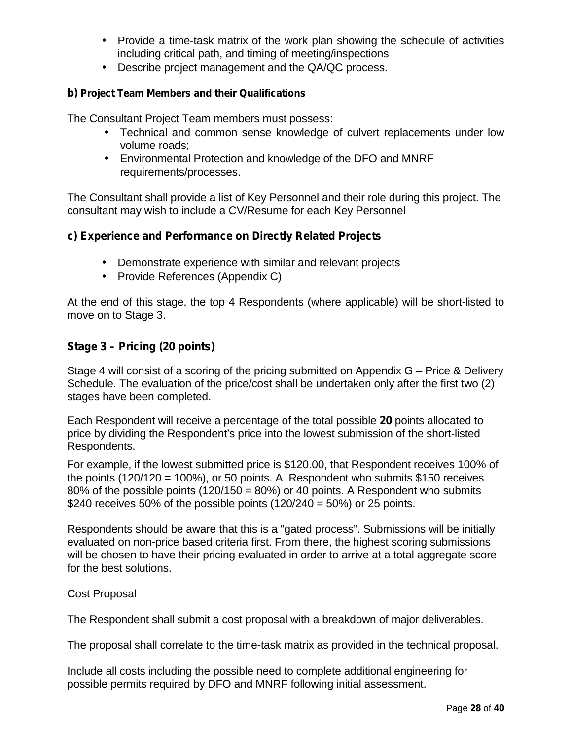- Provide a time-task matrix of the work plan showing the schedule of activities including critical path, and timing of meeting/inspections
- Describe project management and the QA/QC process.

**b) Project Team Members and their Qualifications**

The Consultant Project Team members must possess:

- Technical and common sense knowledge of culvert replacements under low volume roads;
- Environmental Protection and knowledge of the DFO and MNRF requirements/processes.

The Consultant shall provide a list of Key Personnel and their role during this project. The consultant may wish to include a CV/Resume for each Key Personnel

**c) Experience and Performance on Directly Related Projects**

- Demonstrate experience with similar and relevant projects
- Provide References (Appendix C)

At the end of this stage, the top 4 Respondents (where applicable) will be short-listed to move on to Stage 3.

**Stage 3 – Pricing (20 points)**

Stage 4 will consist of a scoring of the pricing submitted on Appendix G – Price & Delivery Schedule. The evaluation of the price/cost shall be undertaken only after the first two (2) stages have been completed.

Each Respondent will receive a percentage of the total possible **20** points allocated to price by dividing the Respondent's price into the lowest submission of the short-listed Respondents.

For example, if the lowest submitted price is $120.00, that Respondent receives 100% of the points (120/120 = 100%), or 50 points. A Respondent who submits $150 receives 80% of the possible points (120/150 = 80%) or 40 points. A Respondent who submits $240 receives 50% of the possible points (120/240 = 50%) or 25 points.

Respondents should be aware that this is a "gated process". Submissions will be initially evaluated on non-price based criteria first. From there, the highest scoring submissions will be chosen to have their pricing evaluated in order to arrive at a total aggregate score for the best solutions.

<u>Cost Proposal</u>

The Respondent shall submit a cost proposal with a breakdown of major deliverables.

The proposal shall correlate to the time-task matrix as provided in the technical proposal.

Include all costs including the possible need to complete additional engineering for possible permits required by DFO and MNRF following initial assessment.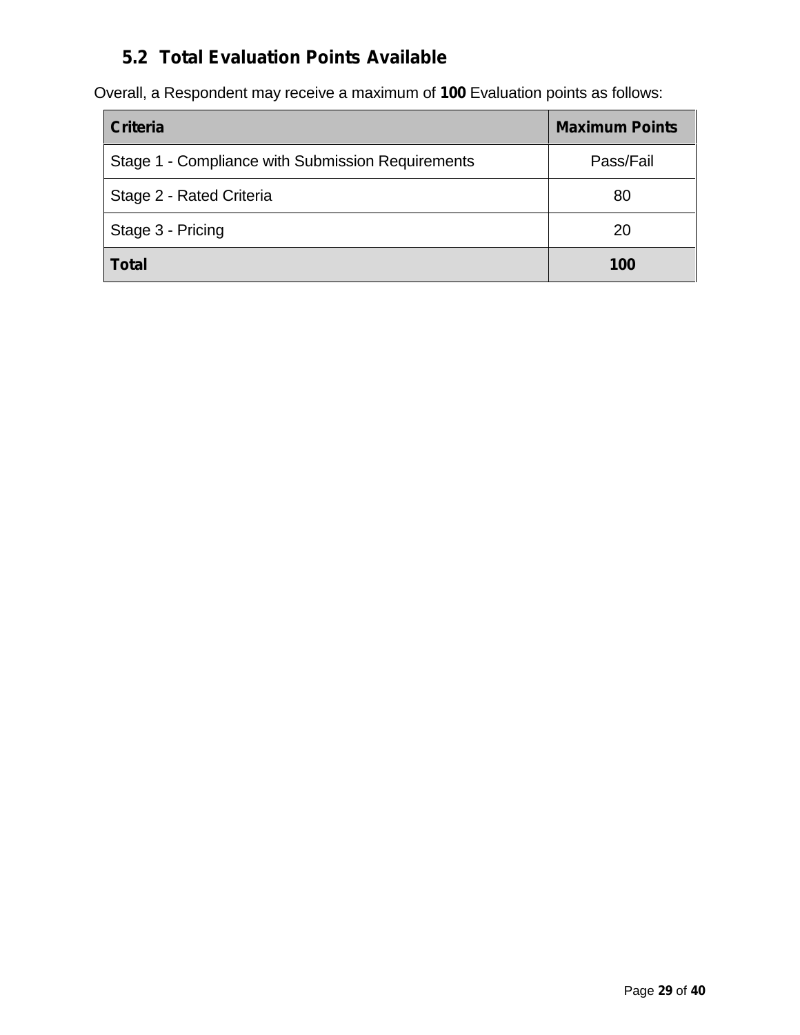## 5.2 Total Evaluation Points Available

Overall, a Respondent may receive a maximum of **100** Evaluation points as follows:

| Criteria | Maximum Points |
|---|---|
| Stage 1 - Compliance with Submission Requirements | Pass/Fail |
| Stage 2 - Rated Criteria | 80 |
| Stage 3 - Pricing | 20 |
| **Total** | **100** |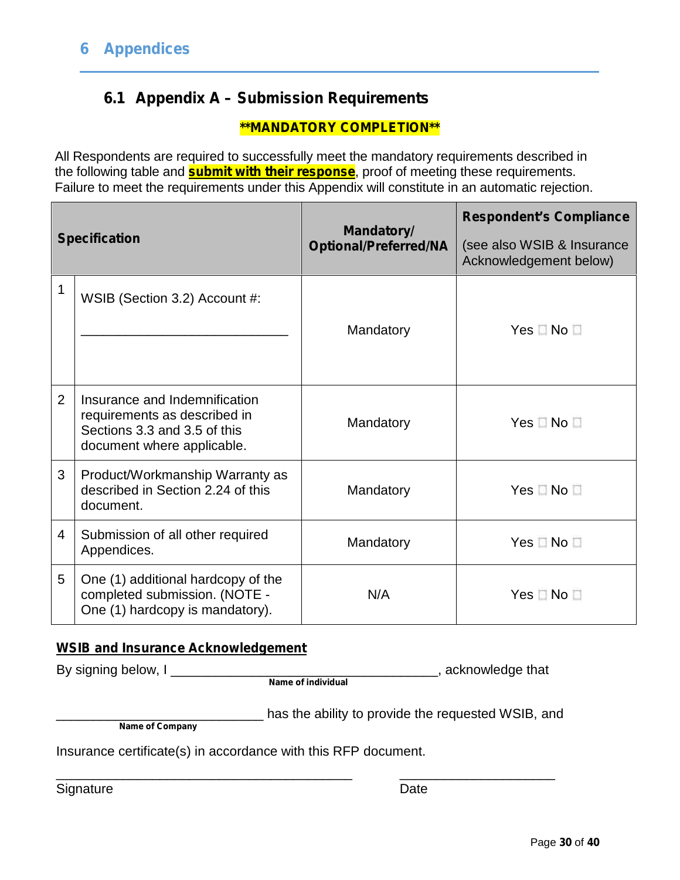# 6 Appendices

## 6.1 Appendix A – Submission Requirements

**\*\*MANDATORY COMPLETION\*\***

All Respondents are required to successfully meet the mandatory requirements described in the following table and **submit with their response**, proof of meeting these requirements. Failure to meet the requirements under this Appendix will constitute in an automatic rejection.

| | Specification | Mandatory/ Optional/Preferred/NA | Respondent's Compliance (see also WSIB & Insurance Acknowledgement below) |
|---|---|---|---|
| 1 | WSIB (Section 3.2) Account #: ____________________________ | Mandatory | Yes ☐ No ☐ |
| 2 | Insurance and Indemnification requirements as described in Sections 3.3 and 3.5 of this document where applicable. | Mandatory | Yes ☐ No ☐ |
| 3 | Product/Workmanship Warranty as described in Section 2.24 of this document. | Mandatory | Yes ☐ No ☐ |
| 4 | Submission of all other required Appendices. | Mandatory | Yes ☐ No ☐ |
| 5 | One (1) additional hardcopy of the completed submission. (NOTE - One (1) hardcopy is mandatory). | N/A | Yes ☐ No ☐ |

**WSIB and Insurance Acknowledgement**

By signing below, I ____________________________________, acknowledge that
Name of individual

____________________________ has the ability to provide the requested WSIB, and
Name of Company

Insurance certificate(s) in accordance with this RFP document.

_________________________________________ _____________________

Signature Date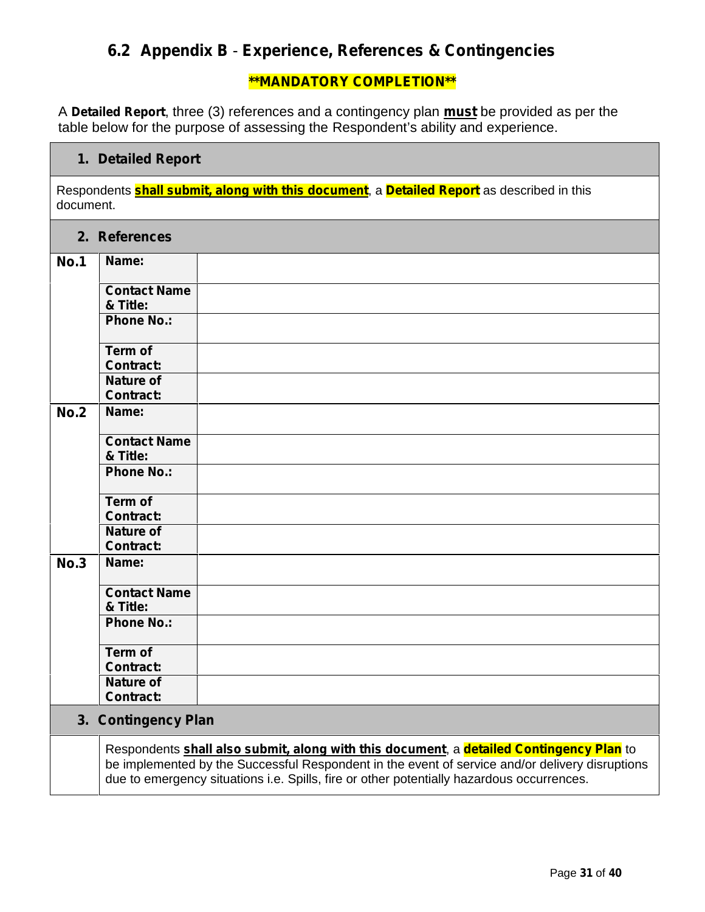## 6.2 Appendix B - Experience, References & Contingencies

**\*\*MANDATORY COMPLETION\*\***

A **Detailed Report**, three (3) references and a contingency plan **must** be provided as per the table below for the purpose of assessing the Respondent's ability and experience.

| | | |
|---|---|---|
| **1. Detailed Report** | | |
| Respondents **shall submit, along with this document**, a **Detailed Report** as described in this document. | | |
| **2. References** | | |
| **No.1** | **Name:** | |
| | **Contact Name & Title:** | |
| | **Phone No.:** | |
| | **Term of Contract:** | |
| | **Nature of Contract:** | |
| **No.2** | **Name:** | |
| | **Contact Name & Title:** | |
| | **Phone No.:** | |
| | **Term of Contract:** | |
| | **Nature of Contract:** | |
| **No.3** | **Name:** | |
| | **Contact Name & Title:** | |
| | **Phone No.:** | |
| | **Term of Contract:** | |
| | **Nature of Contract:** | |
| **3. Contingency Plan** | | |
| | Respondents **shall also submit, along with this document**, a **detailed Contingency Plan** to be implemented by the Successful Respondent in the event of service and/or delivery disruptions due to emergency situations i.e. Spills, fire or other potentially hazardous occurrences. | |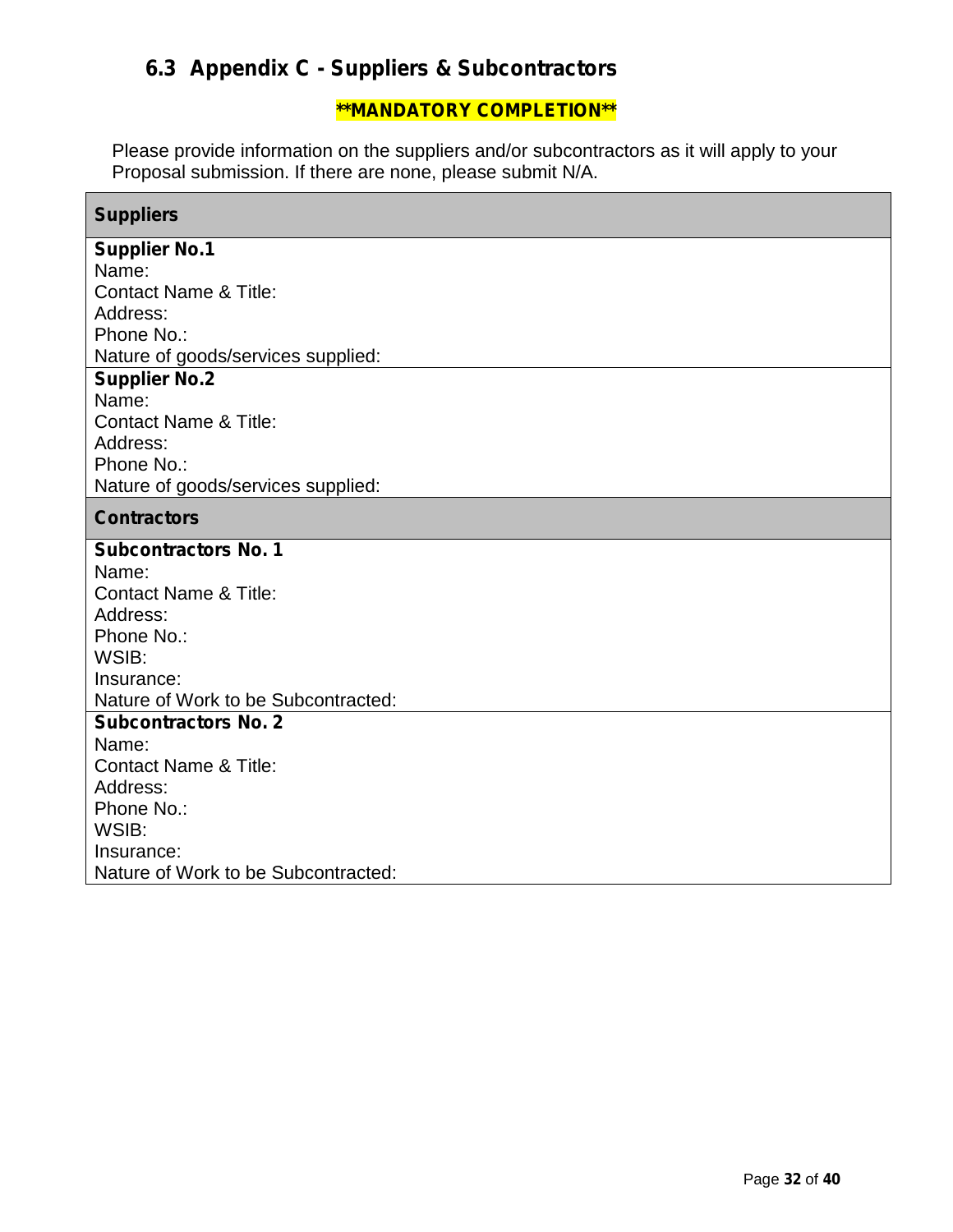## 6.3 Appendix C - Suppliers & Subcontractors

**\*\*MANDATORY COMPLETION\*\***

Please provide information on the suppliers and/or subcontractors as it will apply to your Proposal submission. If there are none, please submit N/A.

| **Suppliers** |
|---|
| **Supplier No.1**<br>Name:<br>Contact Name & Title:<br>Address:<br>Phone No.:<br>Nature of goods/services supplied: |
| **Supplier No.2**<br>Name:<br>Contact Name & Title:<br>Address:<br>Phone No.:<br>Nature of goods/services supplied: |
| **Contractors** |
| **Subcontractors No. 1**<br>Name:<br>Contact Name & Title:<br>Address:<br>Phone No.:<br>WSIB:<br>Insurance:<br>Nature of Work to be Subcontracted: |
| **Subcontractors No. 2**<br>Name:<br>Contact Name & Title:<br>Address:<br>Phone No.:<br>WSIB:<br>Insurance:<br>Nature of Work to be Subcontracted: |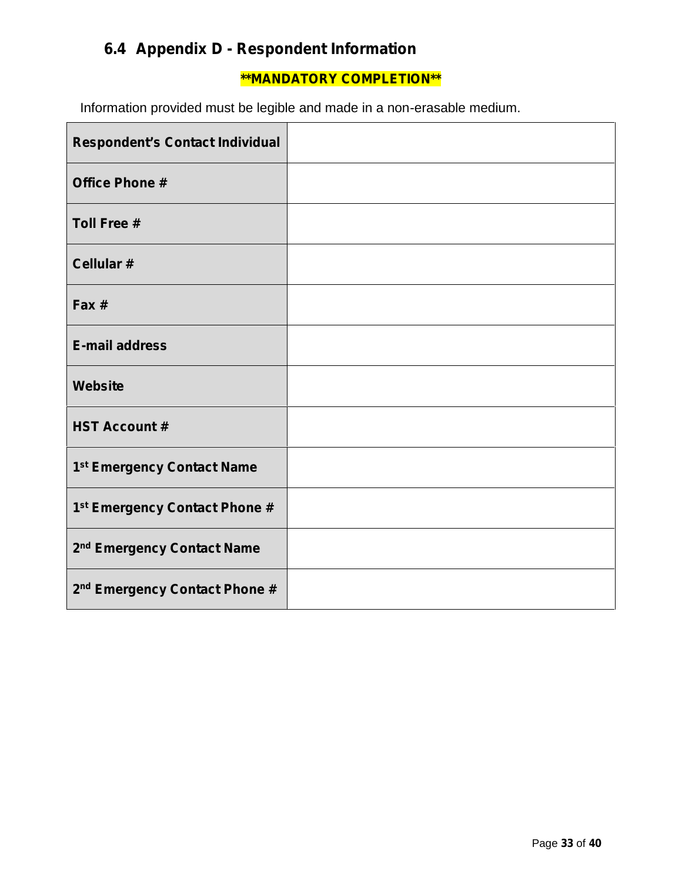## 6.4 Appendix D - Respondent Information

**\*\*MANDATORY COMPLETION\*\***

Information provided must be legible and made in a non-erasable medium.

| | |
|---|---|
| **Respondent's Contact Individual** | |
| **Office Phone #** | |
| **Toll Free #** | |
| **Cellular #** | |
| **Fax #** | |
| **E-mail address** | |
| **Website** | |
| **HST Account #** | |
| **1st Emergency Contact Name** | |
| **1st Emergency Contact Phone #** | |
| **2nd Emergency Contact Name** | |
| **2nd Emergency Contact Phone #** | |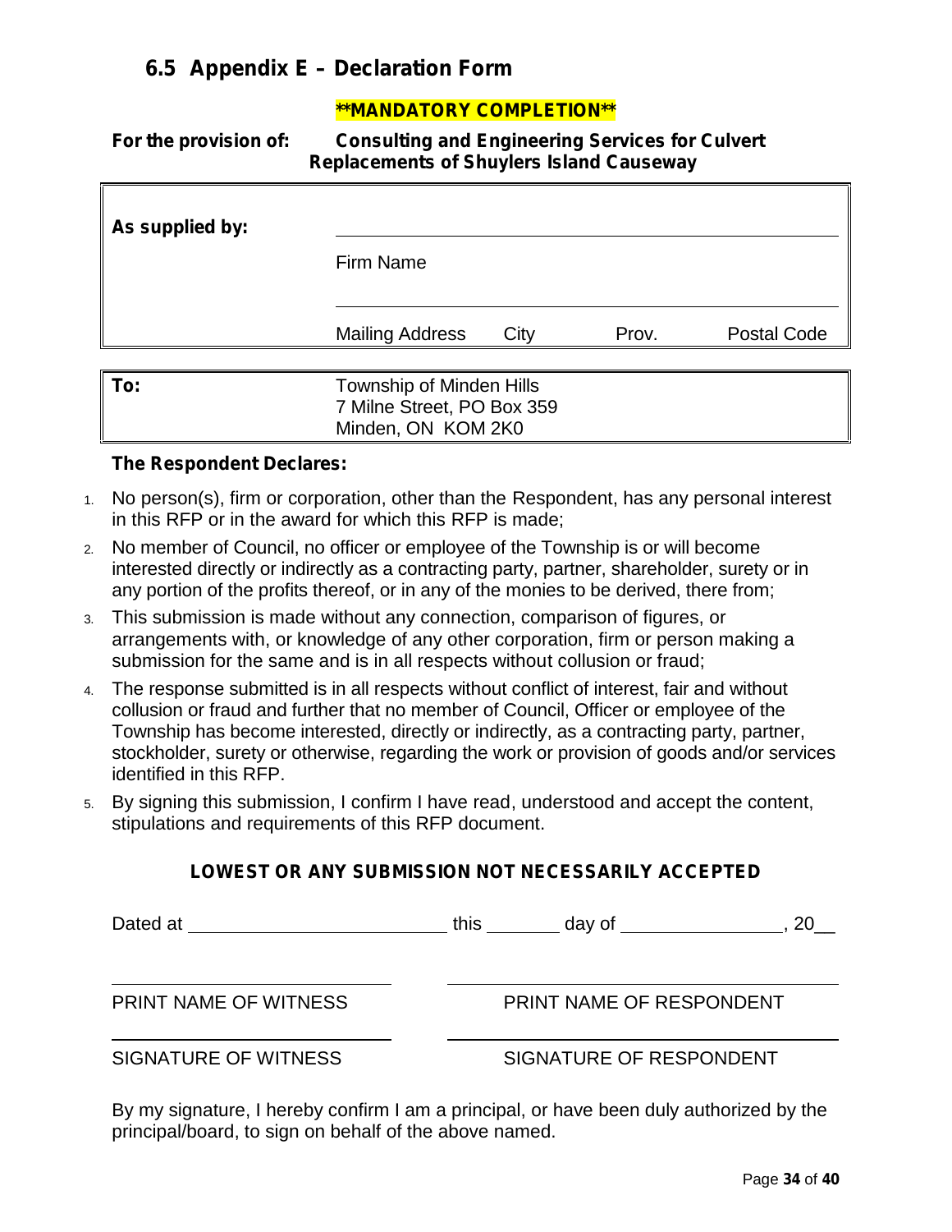## 6.5 Appendix E – Declaration Form

**\*\*MANDATORY COMPLETION\*\***

**For the provision of:** **Consulting and Engineering Services for Culvert Replacements of Shuylers Island Causeway**

| | |
|---|---|
| **As supplied by:** | ________________________________ Firm Name |
| | ________________________________ Mailing Address   City   Prov.   Postal Code |

| | |
|---|---|
| **To:** | Township of Minden Hills<br>7 Milne Street, PO Box 359<br>Minden, ON KOM 2K0 |

**The Respondent Declares:**

1. No person(s), firm or corporation, other than the Respondent, has any personal interest in this RFP or in the award for which this RFP is made;
2. No member of Council, no officer or employee of the Township is or will become interested directly or indirectly as a contracting party, partner, shareholder, surety or in any portion of the profits thereof, or in any of the monies to be derived, there from;
3. This submission is made without any connection, comparison of figures, or arrangements with, or knowledge of any other corporation, firm or person making a submission for the same and is in all respects without collusion or fraud;
4. The response submitted is in all respects without conflict of interest, fair and without collusion or fraud and further that no member of Council, Officer or employee of the Township has become interested, directly or indirectly, as a contracting party, partner, stockholder, surety or otherwise, regarding the work or provision of goods and/or services identified in this RFP.
5. By signing this submission, I confirm I have read, understood and accept the content, stipulations and requirements of this RFP document.

**LOWEST OR ANY SUBMISSION NOT NECESSARILY ACCEPTED**

Dated at ________________________ this _______ day of _______________, 20__

| | |
|---|---|
| ________________________ | ________________________ |
| PRINT NAME OF WITNESS | PRINT NAME OF RESPONDENT |
| ________________________ | ________________________ |
| SIGNATURE OF WITNESS | SIGNATURE OF RESPONDENT |

By my signature, I hereby confirm I am a principal, or have been duly authorized by the principal/board, to sign on behalf of the above named.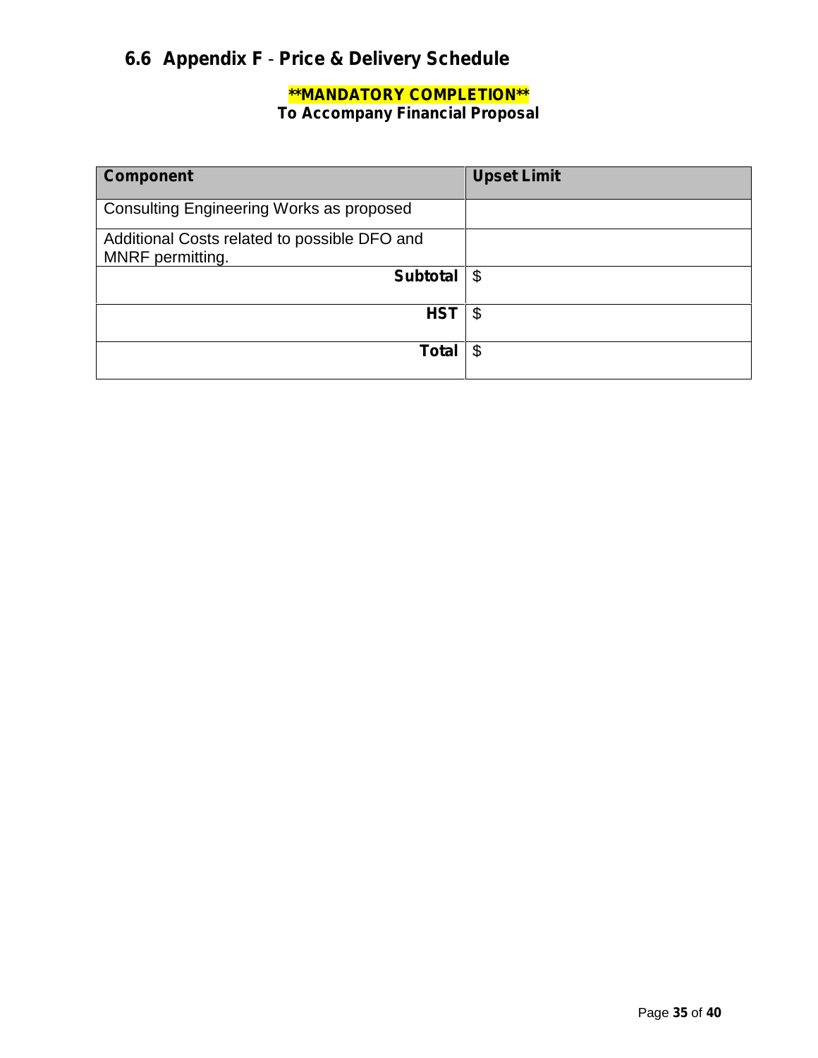## 6.6 Appendix F - Price & Delivery Schedule

**\*\*MANDATORY COMPLETION\*\***
**To Accompany Financial Proposal**

| Component | Upset Limit |
|---|---|
| Consulting Engineering Works as proposed | |
| Additional Costs related to possible DFO and MNRF permitting. | |
| **Subtotal** | $ |
| **HST** | $ |
| **Total** | $ |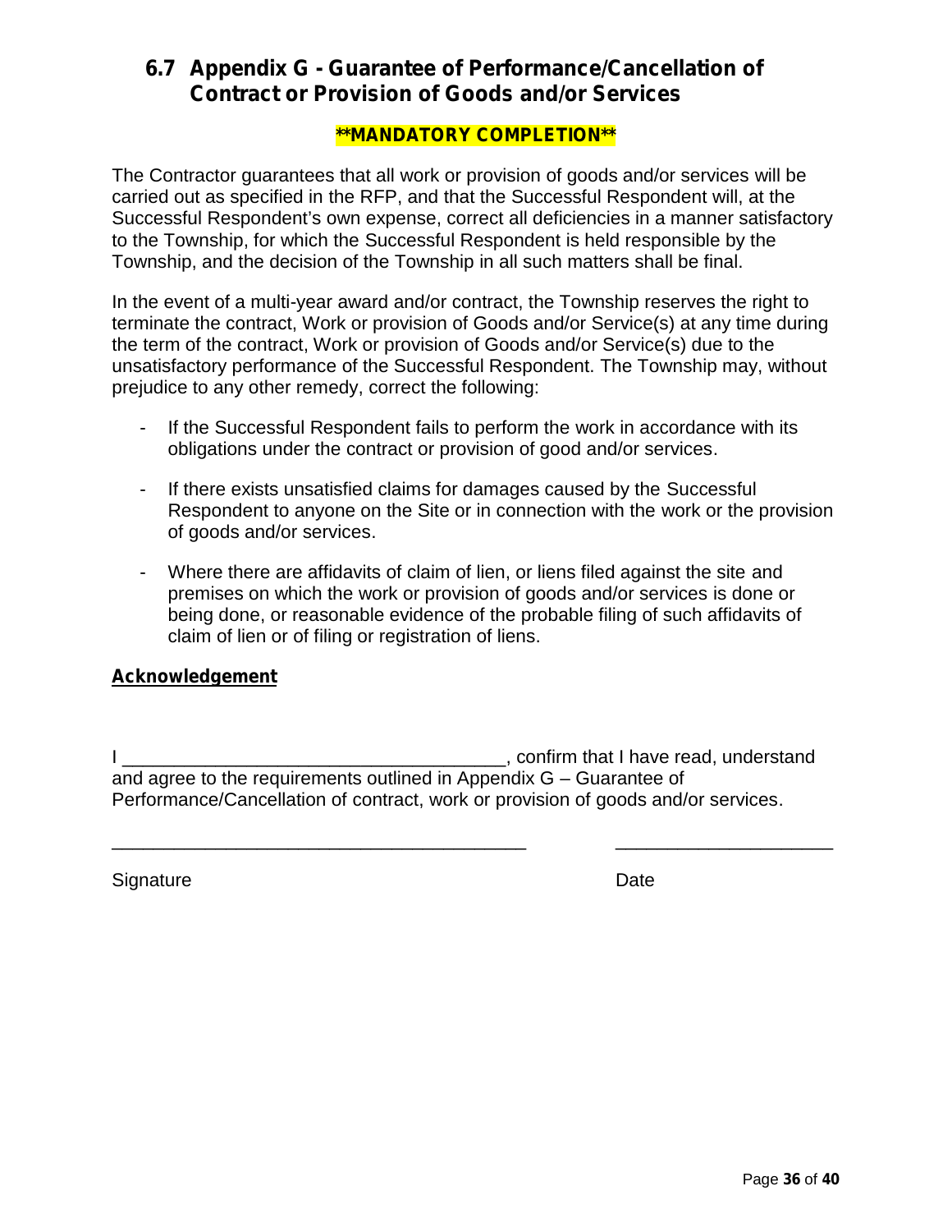## 6.7 Appendix G - Guarantee of Performance/Cancellation of Contract or Provision of Goods and/or Services

**\*\*MANDATORY COMPLETION\*\***

The Contractor guarantees that all work or provision of goods and/or services will be carried out as specified in the RFP, and that the Successful Respondent will, at the Successful Respondent's own expense, correct all deficiencies in a manner satisfactory to the Township, for which the Successful Respondent is held responsible by the Township, and the decision of the Township in all such matters shall be final.

In the event of a multi-year award and/or contract, the Township reserves the right to terminate the contract, Work or provision of Goods and/or Service(s) at any time during the term of the contract, Work or provision of Goods and/or Service(s) due to the unsatisfactory performance of the Successful Respondent. The Township may, without prejudice to any other remedy, correct the following:

- If the Successful Respondent fails to perform the work in accordance with its obligations under the contract or provision of good and/or services.
- If there exists unsatisfied claims for damages caused by the Successful Respondent to anyone on the Site or in connection with the work or the provision of goods and/or services.
- Where there are affidavits of claim of lien, or liens filed against the site and premises on which the work or provision of goods and/or services is done or being done, or reasonable evidence of the probable filing of such affidavits of claim of lien or of filing or registration of liens.

**Acknowledgement**

I ______________________________________, confirm that I have read, understand and agree to the requirements outlined in Appendix G – Guarantee of Performance/Cancellation of contract, work or provision of goods and/or services.

_________________________________________ _____________________

Signature Date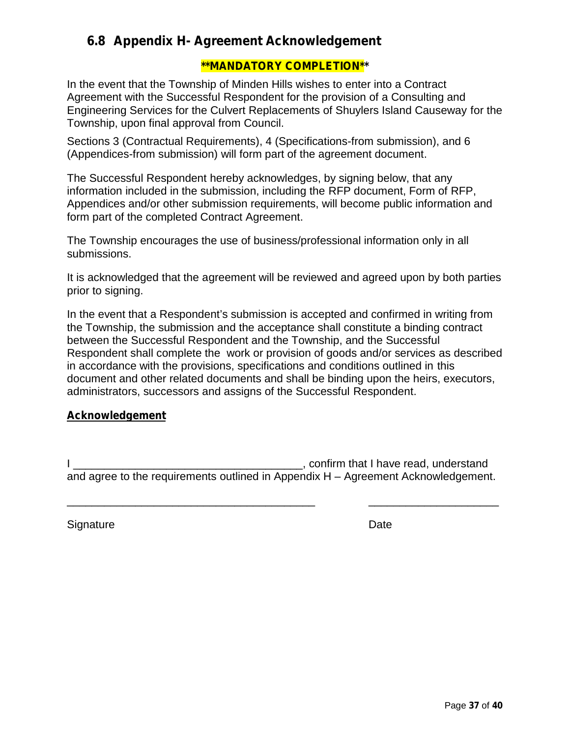## 6.8 Appendix H- Agreement Acknowledgement

**\*\*MANDATORY COMPLETION\*\***

In the event that the Township of Minden Hills wishes to enter into a Contract Agreement with the Successful Respondent for the provision of a Consulting and Engineering Services for the Culvert Replacements of Shuylers Island Causeway for the Township, upon final approval from Council.

Sections 3 (Contractual Requirements), 4 (Specifications-from submission), and 6 (Appendices-from submission) will form part of the agreement document.

The Successful Respondent hereby acknowledges, by signing below, that any information included in the submission, including the RFP document, Form of RFP, Appendices and/or other submission requirements, will become public information and form part of the completed Contract Agreement.

The Township encourages the use of business/professional information only in all submissions.

It is acknowledged that the agreement will be reviewed and agreed upon by both parties prior to signing.

In the event that a Respondent's submission is accepted and confirmed in writing from the Township, the submission and the acceptance shall constitute a binding contract between the Successful Respondent and the Township, and the Successful Respondent shall complete the work or provision of goods and/or services as described in accordance with the provisions, specifications and conditions outlined in this document and other related documents and shall be binding upon the heirs, executors, administrators, successors and assigns of the Successful Respondent.

**Acknowledgement**

I ______________________________________, confirm that I have read, understand and agree to the requirements outlined in Appendix H – Agreement Acknowledgement.

_________________________________________ _____________________

Signature Date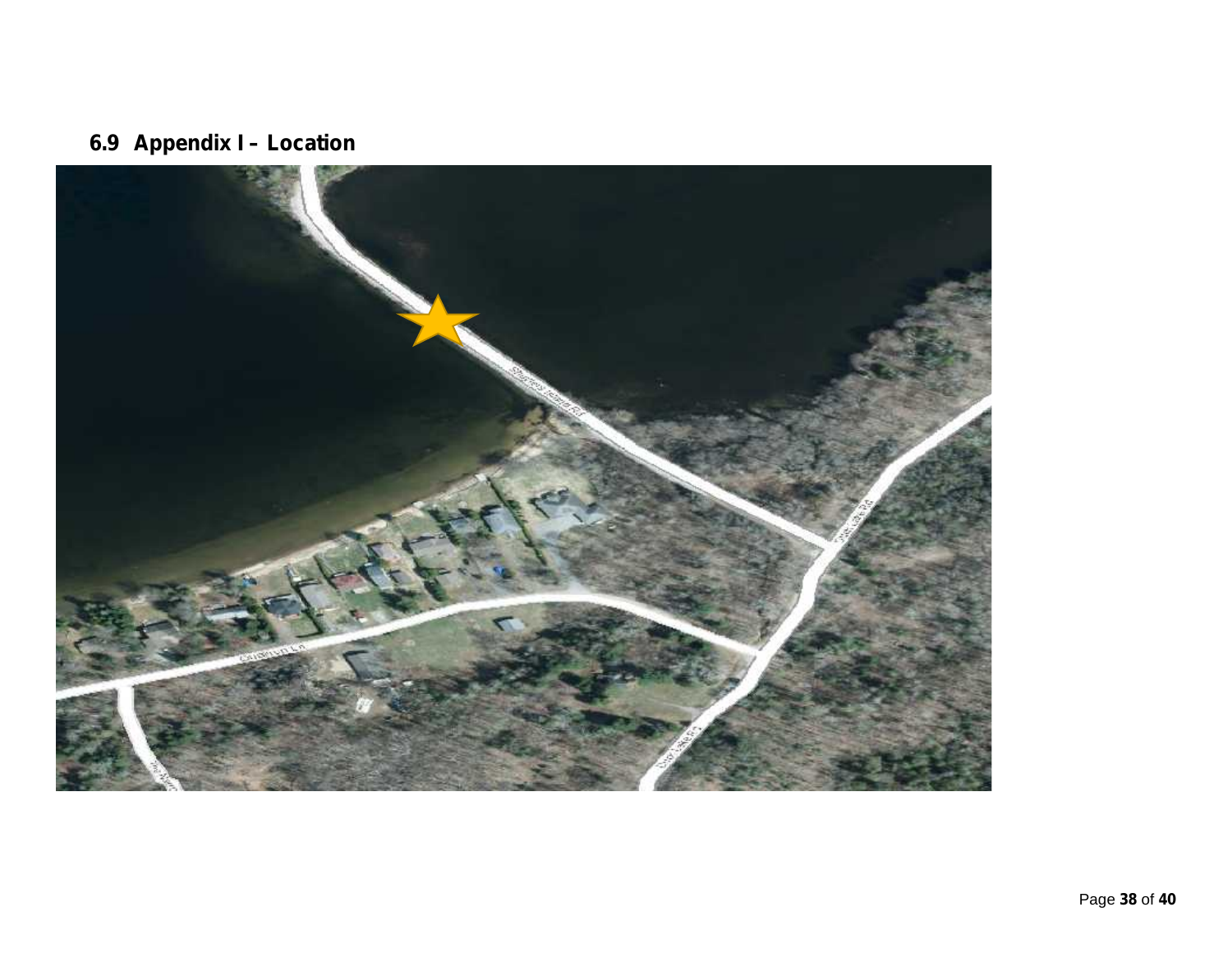## 6.9 Appendix I – Location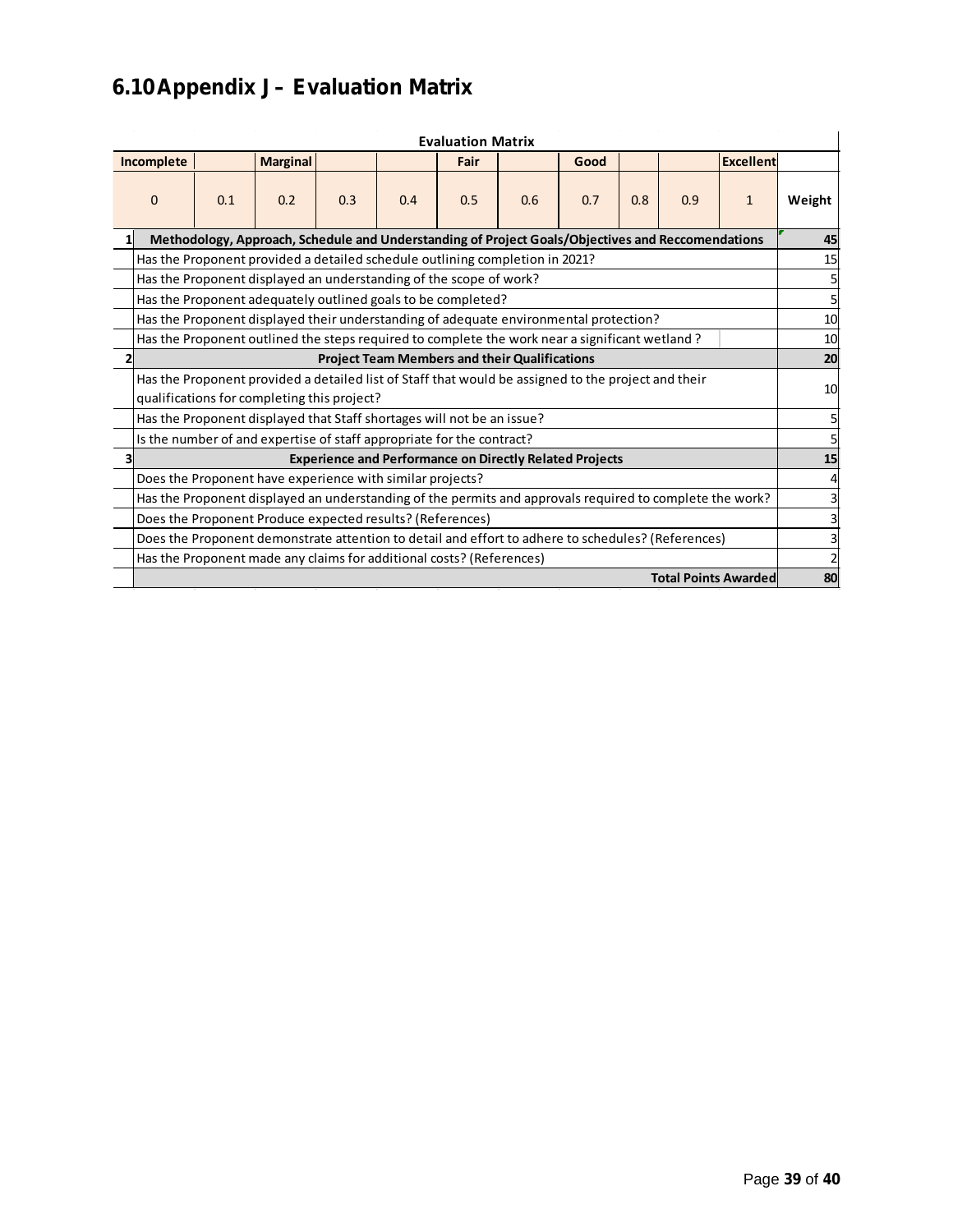## 6.10 Appendix J – Evaluation Matrix

**Evaluation Matrix**

| Incomplete | | Marginal | | | Fair | | Good | | | Excellent | |
|---|---|---|---|---|---|---|---|---|---|---|---|
| 0 | 0.1 | 0.2 | 0.3 | 0.4 | 0.5 | 0.6 | 0.7 | 0.8 | 0.9 | 1 | **Weight** |

| # | Criteria | Weight |
|---|---|---|
| **1** | **Methodology, Approach, Schedule and Understanding of Project Goals/Objectives and Reccomendations** | **45** |
| | Has the Proponent provided a detailed schedule outlining completion in 2021? | 15 |
| | Has the Proponent displayed an understanding of the scope of work? | 5 |
| | Has the Proponent adequately outlined goals to be completed? | 5 |
| | Has the Proponent displayed their understanding of adequate environmental protection? | 10 |
| | Has the Proponent outlined the steps required to complete the work near a significant wetland ? | 10 |
| **2** | **Project Team Members and their Qualifications** | **20** |
| | Has the Proponent provided a detailed list of Staff that would be assigned to the project and their qualifications for completing this project? | 10 |
| | Has the Proponent displayed that Staff shortages will not be an issue? | 5 |
| | Is the number of and expertise of staff appropriate for the contract? | 5 |
| **3** | **Experience and Performance on Directly Related Projects** | **15** |
| | Does the Proponent have experience with similar projects? | 4 |
| | Has the Proponent displayed an understanding of the permits and approvals required to complete the work? | 3 |
| | Does the Proponent Produce expected results? (References) | 3 |
| | Does the Proponent demonstrate attention to detail and effort to adhere to schedules? (References) | 3 |
| | Has the Proponent made any claims for additional costs? (References) | 2 |
| | **Total Points Awarded** | **80** |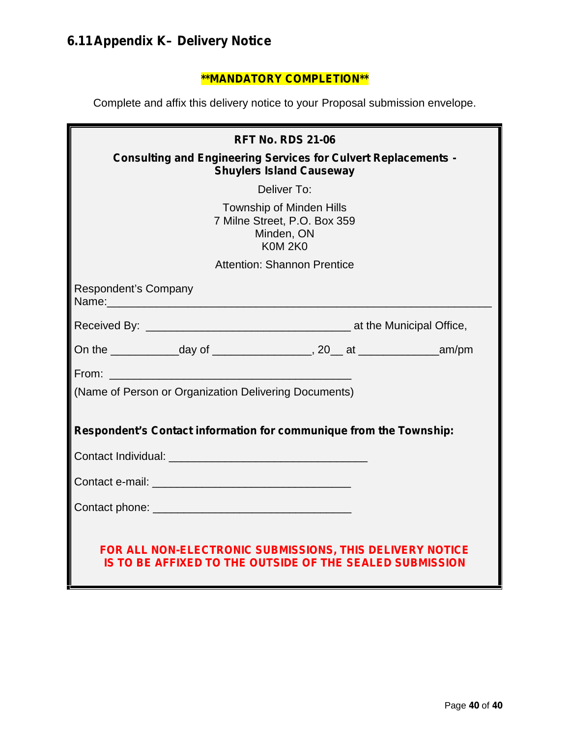## 6.11 Appendix K – Delivery Notice

**\*\*MANDATORY COMPLETION\*\***

Complete and affix this delivery notice to your Proposal submission envelope.

**RFT No. RDS 21-06**

**Consulting and Engineering Services for Culvert Replacements - Shuylers Island Causeway**

Deliver To:

Township of Minden Hills
7 Milne Street, P.O. Box 359
Minden, ON
K0M 2K0

Attention: Shannon Prentice

Respondent's Company Name:_______________________________________________________

Received By: ________________________________ at the Municipal Office,

On the __________day of _______________, 20__ at ____________am/pm

From: ______________________________________

(Name of Person or Organization Delivering Documents)

**Respondent's Contact information for communique from the Township:**

Contact Individual: ______________________________

Contact e-mail: ______________________________

Contact phone: ______________________________

**FOR ALL NON-ELECTRONIC SUBMISSIONS, THIS DELIVERY NOTICE IS TO BE AFFIXED TO THE OUTSIDE OF THE SEALED SUBMISSION**